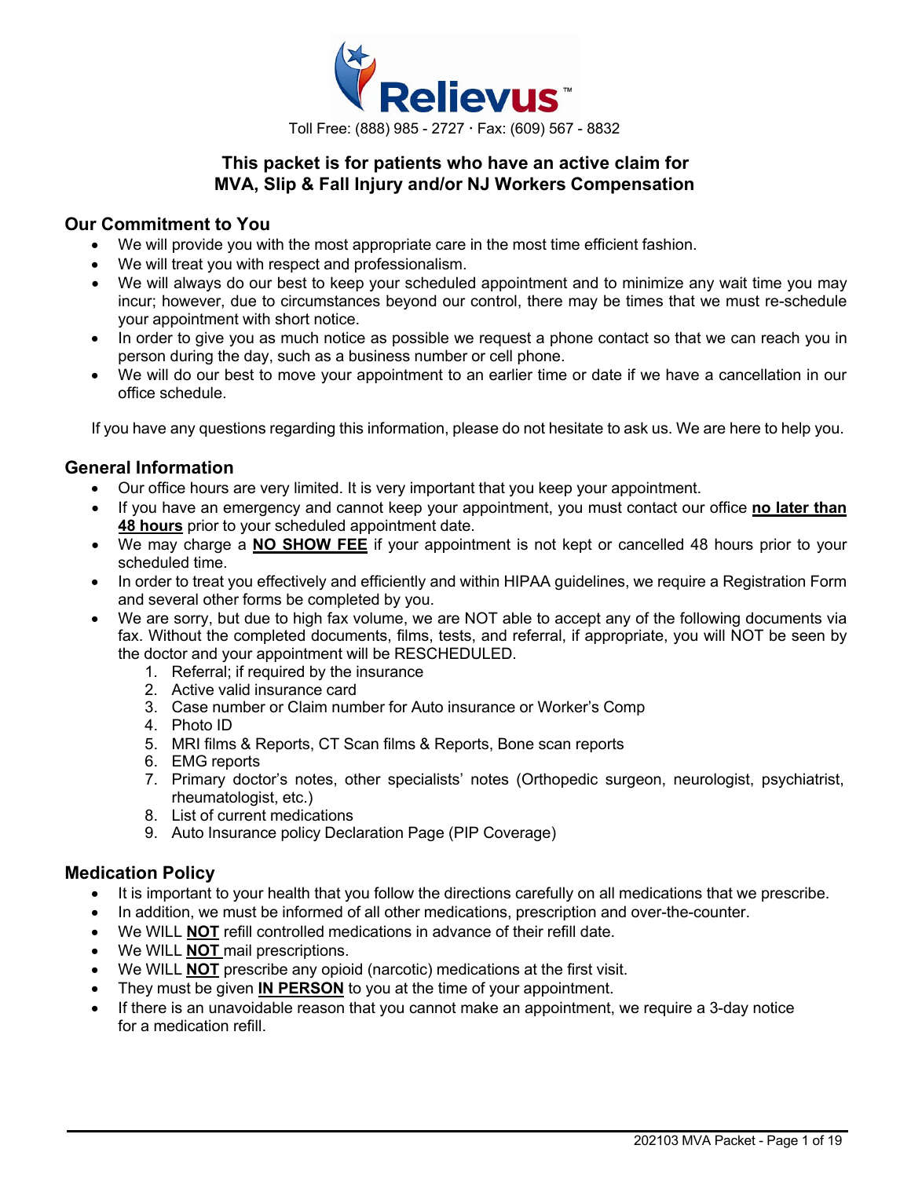Relievus™

Toll Free: (888) 985 - 2727 · Fax: (609) 567 - 8832

**This packet is for patients who have an active claim for MVA, Slip & Fall Injury and/or NJ Workers Compensation**

## Our Commitment to You

- We will provide you with the most appropriate care in the most time efficient fashion.
- We will treat you with respect and professionalism.
- We will always do our best to keep your scheduled appointment and to minimize any wait time you may incur; however, due to circumstances beyond our control, there may be times that we must re-schedule your appointment with short notice.
- In order to give you as much notice as possible we request a phone contact so that we can reach you in person during the day, such as a business number or cell phone.
- We will do our best to move your appointment to an earlier time or date if we have a cancellation in our office schedule.

If you have any questions regarding this information, please do not hesitate to ask us. We are here to help you.

## General Information

- Our office hours are very limited. It is very important that you keep your appointment.
- If you have an emergency and cannot keep your appointment, you must contact our office **no later than 48 hours** prior to your scheduled appointment date.
- We may charge a **NO SHOW FEE** if your appointment is not kept or cancelled 48 hours prior to your scheduled time.
- In order to treat you effectively and efficiently and within HIPAA guidelines, we require a Registration Form and several other forms be completed by you.
- We are sorry, but due to high fax volume, we are NOT able to accept any of the following documents via fax. Without the completed documents, films, tests, and referral, if appropriate, you will NOT be seen by the doctor and your appointment will be RESCHEDULED.
    1. Referral; if required by the insurance
    2. Active valid insurance card
    3. Case number or Claim number for Auto insurance or Worker's Comp
    4. Photo ID
    5. MRI films & Reports, CT Scan films & Reports, Bone scan reports
    6. EMG reports
    7. Primary doctor's notes, other specialists' notes (Orthopedic surgeon, neurologist, psychiatrist, rheumatologist, etc.)
    8. List of current medications
    9. Auto Insurance policy Declaration Page (PIP Coverage)

## Medication Policy

- It is important to your health that you follow the directions carefully on all medications that we prescribe.
- In addition, we must be informed of all other medications, prescription and over-the-counter.
- We WILL **NOT** refill controlled medications in advance of their refill date.
- We WILL **NOT** mail prescriptions.
- We WILL **NOT** prescribe any opioid (narcotic) medications at the first visit.
- They must be given **IN PERSON** to you at the time of your appointment.
- If there is an unavoidable reason that you cannot make an appointment, we require a 3-day notice for a medication refill.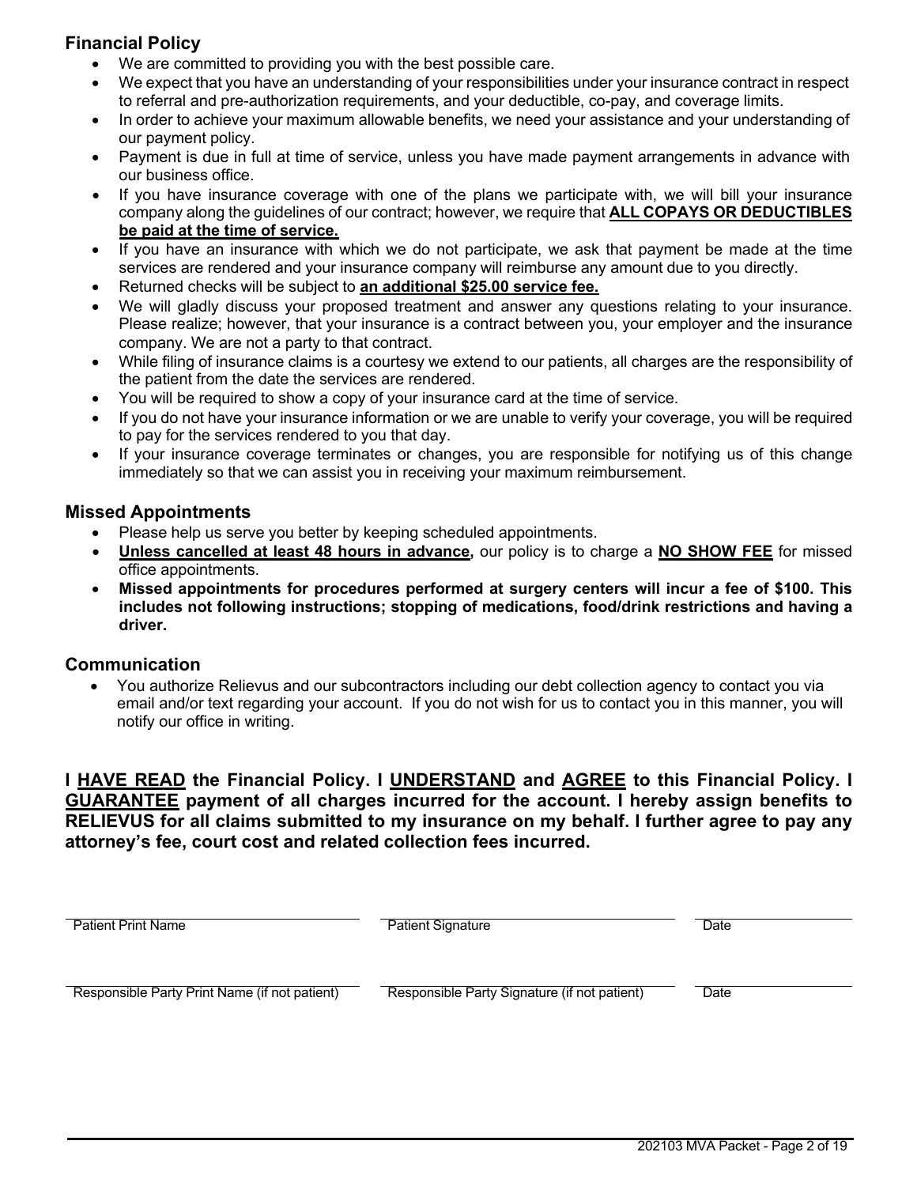## Financial Policy

- We are committed to providing you with the best possible care.
- We expect that you have an understanding of your responsibilities under your insurance contract in respect to referral and pre-authorization requirements, and your deductible, co-pay, and coverage limits.
- In order to achieve your maximum allowable benefits, we need your assistance and your understanding of our payment policy.
- Payment is due in full at time of service, unless you have made payment arrangements in advance with our business office.
- If you have insurance coverage with one of the plans we participate with, we will bill your insurance company along the guidelines of our contract; however, we require that **ALL COPAYS OR DEDUCTIBLES be paid at the time of service.**
- If you have an insurance with which we do not participate, we ask that payment be made at the time services are rendered and your insurance company will reimburse any amount due to you directly.
- Returned checks will be subject to **an additional $25.00 service fee.**
- We will gladly discuss your proposed treatment and answer any questions relating to your insurance. Please realize; however, that your insurance is a contract between you, your employer and the insurance company. We are not a party to that contract.
- While filing of insurance claims is a courtesy we extend to our patients, all charges are the responsibility of the patient from the date the services are rendered.
- You will be required to show a copy of your insurance card at the time of service.
- If you do not have your insurance information or we are unable to verify your coverage, you will be required to pay for the services rendered to you that day.
- If your insurance coverage terminates or changes, you are responsible for notifying us of this change immediately so that we can assist you in receiving your maximum reimbursement.

## Missed Appointments

- Please help us serve you better by keeping scheduled appointments.
- **Unless cancelled at least 48 hours in advance,** our policy is to charge a **NO SHOW FEE** for missed office appointments.
- **Missed appointments for procedures performed at surgery centers will incur a fee of $100. This includes not following instructions; stopping of medications, food/drink restrictions and having a driver.**

## Communication

- You authorize Relievus and our subcontractors including our debt collection agency to contact you via email and/or text regarding your account. If you do not wish for us to contact you in this manner, you will notify our office in writing.

**I HAVE READ the Financial Policy. I UNDERSTAND and AGREE to this Financial Policy. I GUARANTEE payment of all charges incurred for the account. I hereby assign benefits to RELIEVUS for all claims submitted to my insurance on my behalf. I further agree to pay any attorney's fee, court cost and related collection fees incurred.**

| Patient Print Name | Patient Signature | Date |
|---|---|---|
| | | |

| Responsible Party Print Name (if not patient) | Responsible Party Signature (if not patient) | Date |
|---|---|---|
| | | |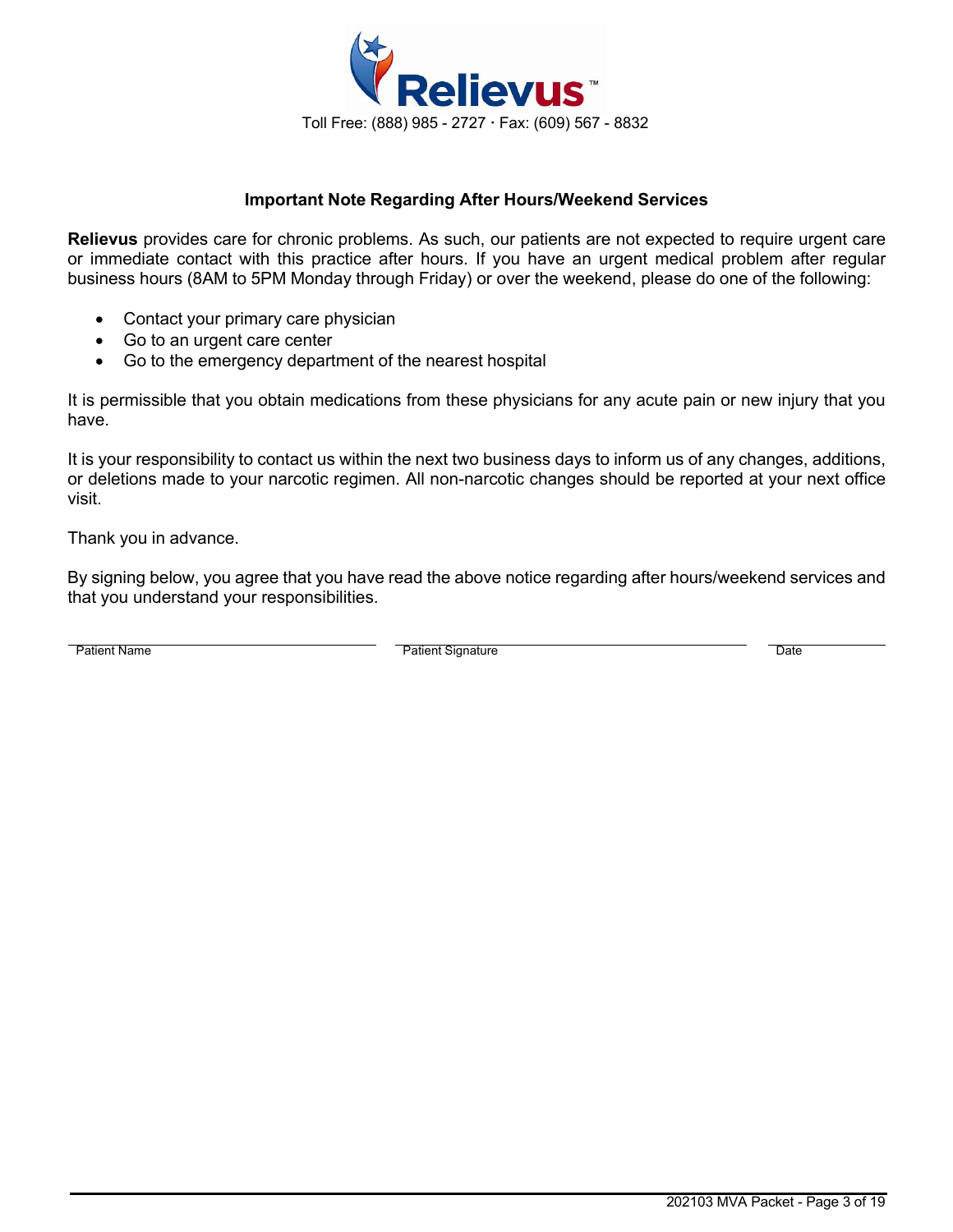Relievus™

Toll Free: (888) 985 - 2727 · Fax: (609) 567 - 8832

### Important Note Regarding After Hours/Weekend Services

**Relievus** provides care for chronic problems. As such, our patients are not expected to require urgent care or immediate contact with this practice after hours. If you have an urgent medical problem after regular business hours (8AM to 5PM Monday through Friday) or over the weekend, please do one of the following:

- Contact your primary care physician
- Go to an urgent care center
- Go to the emergency department of the nearest hospital

It is permissible that you obtain medications from these physicians for any acute pain or new injury that you have.

It is your responsibility to contact us within the next two business days to inform us of any changes, additions, or deletions made to your narcotic regimen. All non-narcotic changes should be reported at your next office visit.

Thank you in advance.

By signing below, you agree that you have read the above notice regarding after hours/weekend services and that you understand your responsibilities.

| Patient Name | Patient Signature | Date |
|---|---|---|
| | | |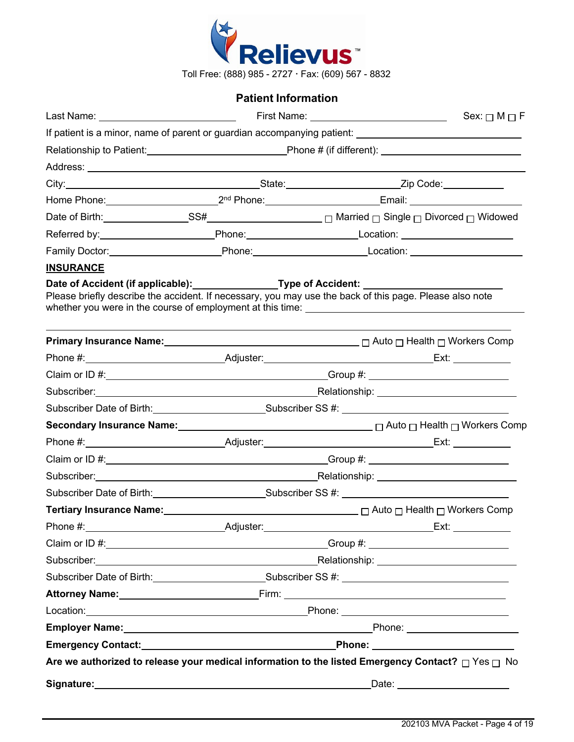Relievus™

Toll Free: (888) 985 - 2727 · Fax: (609) 567 - 8832

## Patient Information

Last Name: ______________________ First Name: ______________________ Sex: ☐ M ☐ F

If patient is a minor, name of parent or guardian accompanying patient: ______________________

Relationship to Patient: ______________________ Phone # (if different): ______________________

Address: ______________________________________________

City: ______________________ State: ______________________ Zip Code: __________

Home Phone: ______________________ 2nd Phone: ______________________ Email: ______________________

Date of Birth: ______________ SS# ______________________ ☐ Married ☐ Single ☐ Divorced ☐ Widowed

Referred by: ______________________ Phone: ______________________ Location: ______________________

Family Doctor: ______________________ Phone: ______________________ Location: ______________________

**INSURANCE**

**Date of Accident (if applicable):** ______________ **Type of Accident:** ______________________

Please briefly describe the accident. If necessary, you may use the back of this page. Please also note whether you were in the course of employment at this time: ______________________

______________________________________________

**Primary Insurance Name:** ______________________________ ☐ Auto ☐ Health ☐ Workers Comp

Phone #: ______________________ Adjuster: ______________________ Ext: __________

Claim or ID #: ______________________ Group #: ______________________

Subscriber: ______________________ Relationship: ______________________

Subscriber Date of Birth: ______________________ Subscriber SS #: ______________________

**Secondary Insurance Name:** ______________________________ ☐ Auto ☐ Health ☐ Workers Comp

Phone #: ______________________ Adjuster: ______________________ Ext: __________

Claim or ID #: ______________________ Group #: ______________________

Subscriber: ______________________ Relationship: ______________________

Subscriber Date of Birth: ______________________ Subscriber SS #: ______________________

**Tertiary Insurance Name:** ______________________________ ☐ Auto ☐ Health ☐ Workers Comp

Phone #: ______________________ Adjuster: ______________________ Ext: __________

Claim or ID #: ______________________ Group #: ______________________

Subscriber: ______________________ Relationship: ______________________

Subscriber Date of Birth: ______________________ Subscriber SS #: ______________________

**Attorney Name:** ______________________ Firm: ______________________

Location: ______________________ Phone: ______________________

**Employer Name:** ______________________________ Phone: ______________________

**Emergency Contact:** ______________________________ **Phone:** ______________________

**Are we authorized to release your medical information to the listed Emergency Contact?** ☐ Yes ☐ No

**Signature:** ______________________________ Date: ______________________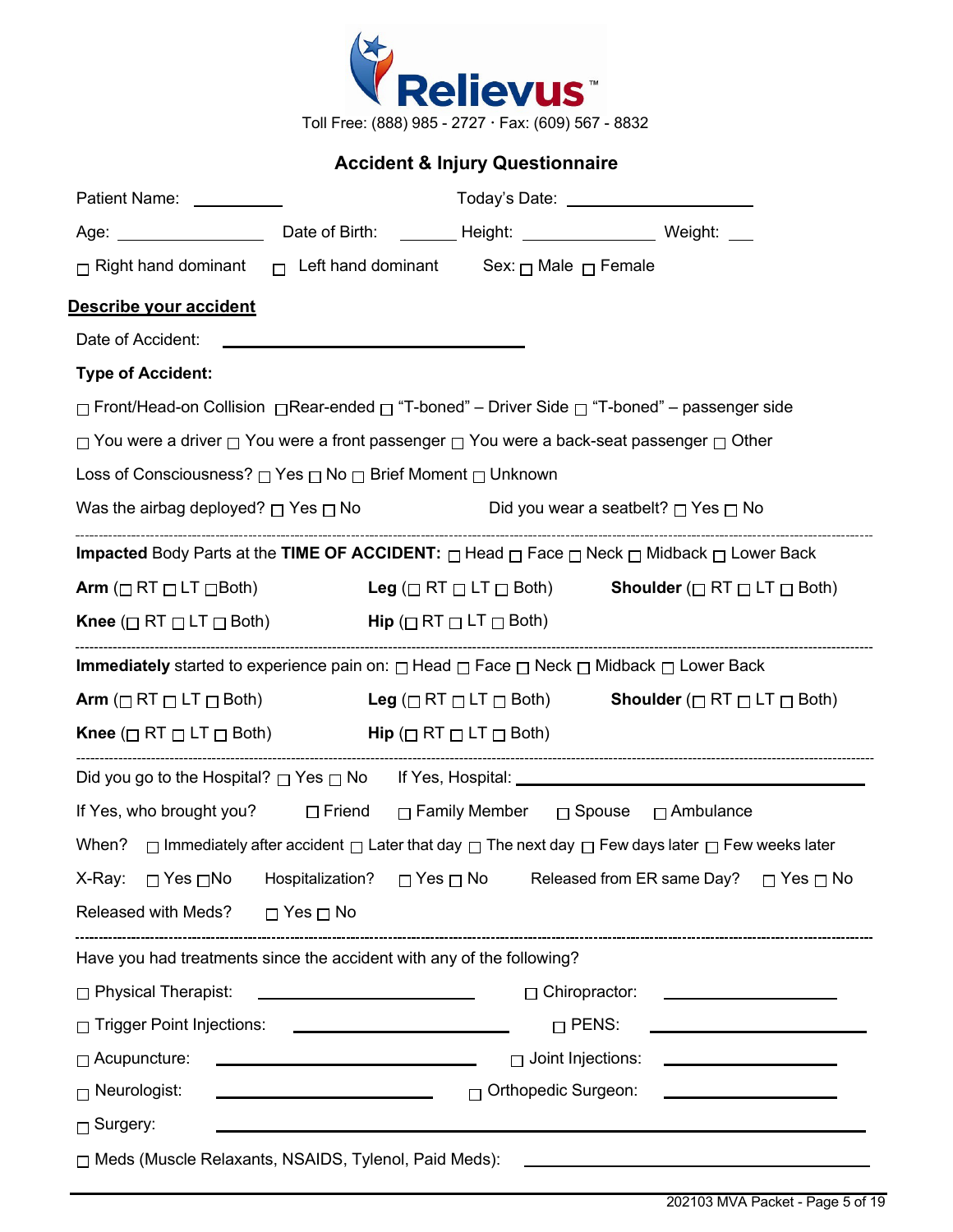**Relievus™**

Toll Free: (888) 985 - 2727 · Fax: (609) 567 - 8832

## Accident & Injury Questionnaire

Patient Name: __________ Today's Date: ____________________

Age: ________________ Date of Birth: _______ Height: _______________ Weight: ___

☐ Right hand dominant ☐ Left hand dominant Sex: ☐ Male ☐ Female

**Describe your accident**

Date of Accident: ____________________________________

**Type of Accident:**

☐ Front/Head-on Collision ☐ Rear-ended ☐ "T-boned" – Driver Side ☐ "T-boned" – passenger side

☐ You were a driver ☐ You were a front passenger ☐ You were a back-seat passenger ☐ Other

Loss of Consciousness? ☐ Yes ☐ No ☐ Brief Moment ☐ Unknown

Was the airbag deployed? ☐ Yes ☐ No Did you wear a seatbelt? ☐ Yes ☐ No

---

**Impacted** Body Parts at the **TIME OF ACCIDENT:** ☐ Head ☐ Face ☐ Neck ☐ Midback ☐ Lower Back

**Arm** (☐ RT ☐ LT ☐ Both) **Leg** (☐ RT ☐ LT ☐ Both) **Shoulder** (☐ RT ☐ LT ☐ Both)

**Knee** (☐ RT ☐ LT ☐ Both) **Hip** (☐ RT ☐ LT ☐ Both)

---

**Immediately** started to experience pain on: ☐ Head ☐ Face ☐ Neck ☐ Midback ☐ Lower Back

**Arm** (☐ RT ☐ LT ☐ Both) **Leg** (☐ RT ☐ LT ☐ Both) **Shoulder** (☐ RT ☐ LT ☐ Both)

**Knee** (☐ RT ☐ LT ☐ Both) **Hip** (☐ RT ☐ LT ☐ Both)

---

Did you go to the Hospital? ☐ Yes ☐ No If Yes, Hospital: ______________________________

If Yes, who brought you? ☐ Friend ☐ Family Member ☐ Spouse ☐ Ambulance

When? ☐ Immediately after accident ☐ Later that day ☐ The next day ☐ Few days later ☐ Few weeks later

X-Ray: ☐ Yes ☐ No Hospitalization? ☐ Yes ☐ No Released from ER same Day? ☐ Yes ☐ No

Released with Meds? ☐ Yes ☐ No

---

Have you had treatments since the accident with any of the following?

☐ Physical Therapist: ____________________ ☐ Chiropractor: ________________

☐ Trigger Point Injections: ____________________ ☐ PENS: ____________________

☐ Acupuncture: ________________________ ☐ Joint Injections: ________________

☐ Neurologist: ____________________ ☐ Orthopedic Surgeon: ________________

☐ Surgery: ____________________________________________________________

☐ Meds (Muscle Relaxants, NSAIDS, Tylenol, Paid Meds): ________________________________

202103 MVA Packet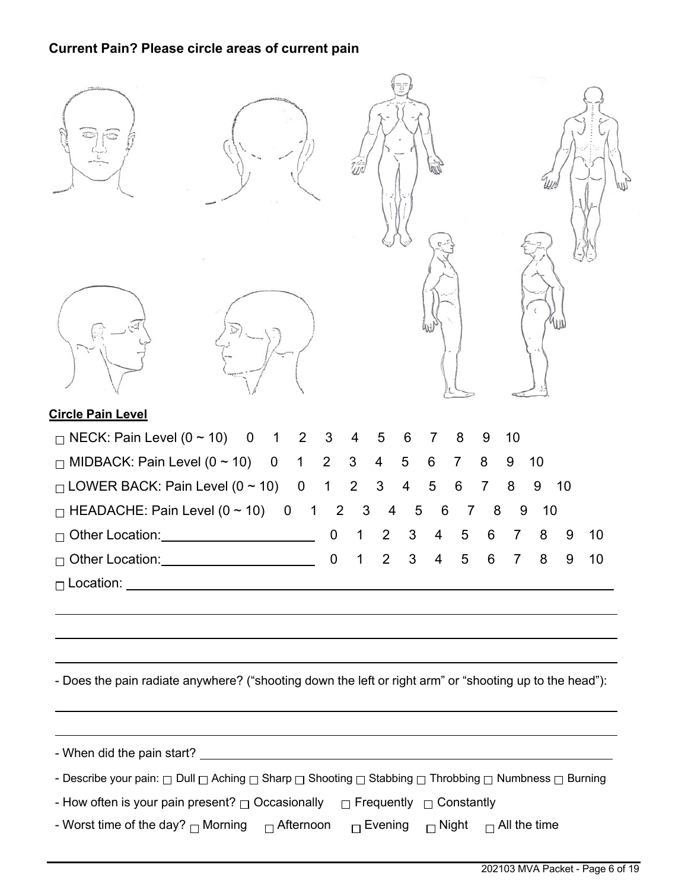**Current Pain? Please circle areas of current pain**

**Circle Pain Level**

- ☐ NECK: Pain Level (0 ~ 10) 0 1 2 3 4 5 6 7 8 9 10
- ☐ MIDBACK: Pain Level (0 ~ 10) 0 1 2 3 4 5 6 7 8 9 10
- ☐ LOWER BACK: Pain Level (0 ~ 10) 0 1 2 3 4 5 6 7 8 9 10
- ☐ HEADACHE: Pain Level (0 ~ 10) 0 1 2 3 4 5 6 7 8 9 10
- ☐ Other Location: ____________________ 0 1 2 3 4 5 6 7 8 9 10
- ☐ Other Location: ____________________ 0 1 2 3 4 5 6 7 8 9 10
- ☐ Location: ____________________________________________

____________________________________________

____________________________________________

____________________________________________

- Does the pain radiate anywhere? ("shooting down the left or right arm" or "shooting up to the head"):

____________________________________________

____________________________________________

- When did the pain start? ____________________________________________

- Describe your pain: ☐ Dull ☐ Aching ☐ Sharp ☐ Shooting ☐ Stabbing ☐ Throbbing ☐ Numbness ☐ Burning

- How often is your pain present? ☐ Occasionally ☐ Frequently ☐ Constantly

- Worst time of the day? ☐ Morning ☐ Afternoon ☐ Evening ☐ Night ☐ All the time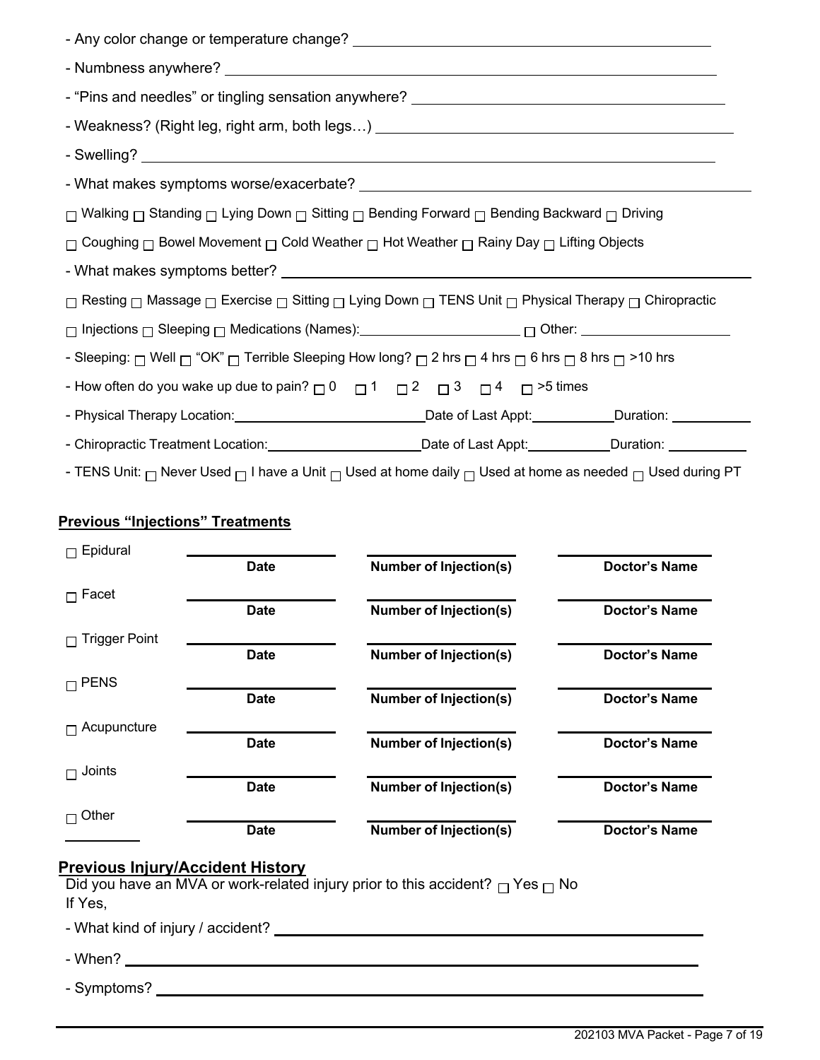- Any color change or temperature change? ______________________

- Numbness anywhere? ______________________

- "Pins and needles" or tingling sensation anywhere? ______________________

- Weakness? (Right leg, right arm, both legs…) ______________________

- Swelling? ______________________

- What makes symptoms worse/exacerbate? ______________________

☐ Walking ☐ Standing ☐ Lying Down ☐ Sitting ☐ Bending Forward ☐ Bending Backward ☐ Driving

☐ Coughing ☐ Bowel Movement ☐ Cold Weather ☐ Hot Weather ☐ Rainy Day ☐ Lifting Objects

- What makes symptoms better? ______________________

☐ Resting ☐ Massage ☐ Exercise ☐ Sitting ☐ Lying Down ☐ TENS Unit ☐ Physical Therapy ☐ Chiropractic

☐ Injections ☐ Sleeping ☐ Medications (Names): ______________ ☐ Other: ______________

- Sleeping: ☐ Well ☐ "OK" ☐ Terrible Sleeping How long? ☐ 2 hrs ☐ 4 hrs ☐ 6 hrs ☐ 8 hrs ☐ >10 hrs

- How often do you wake up due to pain? ☐ 0 ☐ 1 ☐ 2 ☐ 3 ☐ 4 ☐ >5 times

- Physical Therapy Location: ______________ Date of Last Appt: __________ Duration: __________

- Chiropractic Treatment Location: ______________ Date of Last Appt: __________ Duration: __________

- TENS Unit: ☐ Never Used ☐ I have a Unit ☐ Used at home daily ☐ Used at home as needed ☐ Used during PT

## Previous "Injections" Treatments

| | Date | Number of Injection(s) | Doctor's Name |
|---|---|---|---|
| ☐ Epidural | | | |
| ☐ Facet | | | |
| ☐ Trigger Point | | | |
| ☐ PENS | | | |
| ☐ Acupuncture | | | |
| ☐ Joints | | | |
| ☐ Other ________ | | | |

## Previous Injury/Accident History

Did you have an MVA or work-related injury prior to this accident? ☐ Yes ☐ No

If Yes,

- What kind of injury / accident? ______________________

- When? ______________________

- Symptoms? ______________________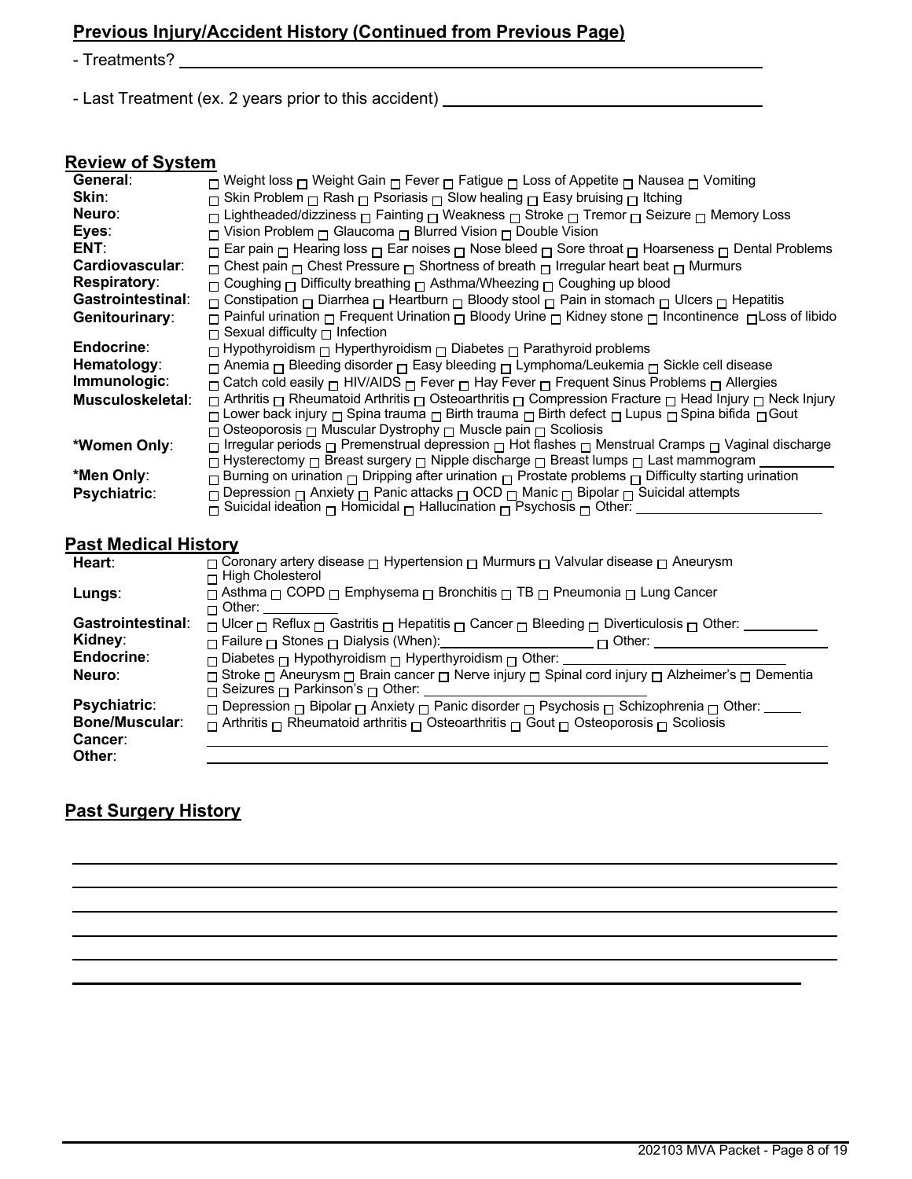## Previous Injury/Accident History (Continued from Previous Page)

- Treatments? \_\_\_\_\_\_\_\_\_\_\_\_\_\_\_\_\_\_\_\_\_\_\_\_\_\_\_\_\_\_\_\_\_\_\_\_\_\_\_\_\_\_\_\_\_\_\_\_\_\_\_\_

- Last Treatment (ex. 2 years prior to this accident) \_\_\_\_\_\_\_\_\_\_\_\_\_\_\_\_\_\_\_\_\_\_\_\_\_\_\_\_\_\_

## Review of System

**General**: ☐ Weight loss ☐ Weight Gain ☐ Fever ☐ Fatigue ☐ Loss of Appetite ☐ Nausea ☐ Vomiting

**Skin**: ☐ Skin Problem ☐ Rash ☐ Psoriasis ☐ Slow healing ☐ Easy bruising ☐ Itching

**Neuro**: ☐ Lightheaded/dizziness ☐ Fainting ☐ Weakness ☐ Stroke ☐ Tremor ☐ Seizure ☐ Memory Loss

**Eyes**: ☐ Vision Problem ☐ Glaucoma ☐ Blurred Vision ☐ Double Vision

**ENT**: ☐ Ear pain ☐ Hearing loss ☐ Ear noises ☐ Nose bleed ☐ Sore throat ☐ Hoarseness ☐ Dental Problems

**Cardiovascular**: ☐ Chest pain ☐ Chest Pressure ☐ Shortness of breath ☐ Irregular heart beat ☐ Murmurs

**Respiratory**: ☐ Coughing ☐ Difficulty breathing ☐ Asthma/Wheezing ☐ Coughing up blood

**Gastrointestinal**: ☐ Constipation ☐ Diarrhea ☐ Heartburn ☐ Bloody stool ☐ Pain in stomach ☐ Ulcers ☐ Hepatitis

**Genitourinary**: ☐ Painful urination ☐ Frequent Urination ☐ Bloody Urine ☐ Kidney stone ☐ Incontinence ☐ Loss of libido ☐ Sexual difficulty ☐ Infection

**Endocrine**: ☐ Hypothyroidism ☐ Hyperthyroidism ☐ Diabetes ☐ Parathyroid problems

**Hematology**: ☐ Anemia ☐ Bleeding disorder ☐ Easy bleeding ☐ Lymphoma/Leukemia ☐ Sickle cell disease

**Immunologic**: ☐ Catch cold easily ☐ HIV/AIDS ☐ Fever ☐ Hay Fever ☐ Frequent Sinus Problems ☐ Allergies

**Musculoskeletal**: ☐ Arthritis ☐ Rheumatoid Arthritis ☐ Osteoarthritis ☐ Compression Fracture ☐ Head Injury ☐ Neck Injury ☐ Lower back injury ☐ Spina trauma ☐ Birth trauma ☐ Birth defect ☐ Lupus ☐ Spina bifida ☐ Gout ☐ Osteoporosis ☐ Muscular Dystrophy ☐ Muscle pain ☐ Scoliosis

**\*Women Only**: ☐ Irregular periods ☐ Premenstrual depression ☐ Hot flashes ☐ Menstrual Cramps ☐ Vaginal discharge ☐ Hysterectomy ☐ Breast surgery ☐ Nipple discharge ☐ Breast lumps ☐ Last mammogram \_\_\_\_\_\_\_\_\_\_

**\*Men Only**: ☐ Burning on urination ☐ Dripping after urination ☐ Prostate problems ☐ Difficulty starting urination

**Psychiatric**: ☐ Depression ☐ Anxiety ☐ Panic attacks ☐ OCD ☐ Manic ☐ Bipolar ☐ Suicidal attempts ☐ Suicidal ideation ☐ Homicidal ☐ Hallucination ☐ Psychosis ☐ Other: \_\_\_\_\_\_\_\_\_\_\_\_\_\_\_\_\_\_\_\_

## Past Medical History

**Heart**: ☐ Coronary artery disease ☐ Hypertension ☐ Murmurs ☐ Valvular disease ☐ Aneurysm ☐ High Cholesterol

**Lungs**: ☐ Asthma ☐ COPD ☐ Emphysema ☐ Bronchitis ☐ TB ☐ Pneumonia ☐ Lung Cancer ☐ Other: \_\_\_\_\_\_\_\_\_\_

**Gastrointestinal**: ☐ Ulcer ☐ Reflux ☐ Gastritis ☐ Hepatitis ☐ Cancer ☐ Bleeding ☐ Diverticulosis ☐ Other: \_\_\_\_\_\_\_\_\_\_

**Kidney**: ☐ Failure ☐ Stones ☐ Dialysis (When): \_\_\_\_\_\_\_\_\_\_\_\_\_\_\_\_\_\_\_\_ ☐ Other: \_\_\_\_\_\_\_\_\_\_\_\_\_\_\_\_\_\_\_\_

**Endocrine**: ☐ Diabetes ☐ Hypothyroidism ☐ Hyperthyroidism ☐ Other: \_\_\_\_\_\_\_\_\_\_\_\_\_\_\_\_\_\_\_\_

**Neuro**: ☐ Stroke ☐ Aneurysm ☐ Brain cancer ☐ Nerve injury ☐ Spinal cord injury ☐ Alzheimer's ☐ Dementia ☐ Seizures ☐ Parkinson's ☐ Other: \_\_\_\_\_\_\_\_\_\_\_\_\_\_\_\_\_\_\_\_

**Psychiatric**: ☐ Depression ☐ Bipolar ☐ Anxiety ☐ Panic disorder ☐ Psychosis ☐ Schizophrenia ☐ Other: \_\_\_\_\_

**Bone/Muscular**: ☐ Arthritis ☐ Rheumatoid arthritis ☐ Osteoarthritis ☐ Gout ☐ Osteoporosis ☐ Scoliosis

**Cancer**: \_\_\_\_\_\_\_\_\_\_\_\_\_\_\_\_\_\_\_\_\_\_\_\_\_\_\_\_\_\_\_\_\_\_\_\_\_\_\_\_\_\_\_\_\_\_\_\_

**Other**: \_\_\_\_\_\_\_\_\_\_\_\_\_\_\_\_\_\_\_\_\_\_\_\_\_\_\_\_\_\_\_\_\_\_\_\_\_\_\_\_\_\_\_\_\_\_\_\_

## Past Surgery History

\_\_\_\_\_\_\_\_\_\_\_\_\_\_\_\_\_\_\_\_\_\_\_\_\_\_\_\_\_\_\_\_\_\_\_\_\_\_\_\_\_\_\_\_\_\_\_\_\_\_\_\_\_\_\_\_\_\_\_\_

\_\_\_\_\_\_\_\_\_\_\_\_\_\_\_\_\_\_\_\_\_\_\_\_\_\_\_\_\_\_\_\_\_\_\_\_\_\_\_\_\_\_\_\_\_\_\_\_\_\_\_\_\_\_\_\_\_\_\_\_

\_\_\_\_\_\_\_\_\_\_\_\_\_\_\_\_\_\_\_\_\_\_\_\_\_\_\_\_\_\_\_\_\_\_\_\_\_\_\_\_\_\_\_\_\_\_\_\_\_\_\_\_\_\_\_\_\_\_\_\_

\_\_\_\_\_\_\_\_\_\_\_\_\_\_\_\_\_\_\_\_\_\_\_\_\_\_\_\_\_\_\_\_\_\_\_\_\_\_\_\_\_\_\_\_\_\_\_\_\_\_\_\_\_\_\_\_\_\_\_\_

\_\_\_\_\_\_\_\_\_\_\_\_\_\_\_\_\_\_\_\_\_\_\_\_\_\_\_\_\_\_\_\_\_\_\_\_\_\_\_\_\_\_\_\_\_\_\_\_\_\_\_\_\_\_\_\_\_\_\_\_

\_\_\_\_\_\_\_\_\_\_\_\_\_\_\_\_\_\_\_\_\_\_\_\_\_\_\_\_\_\_\_\_\_\_\_\_\_\_\_\_\_\_\_\_\_\_\_\_\_\_\_\_\_\_\_\_\_\_\_\_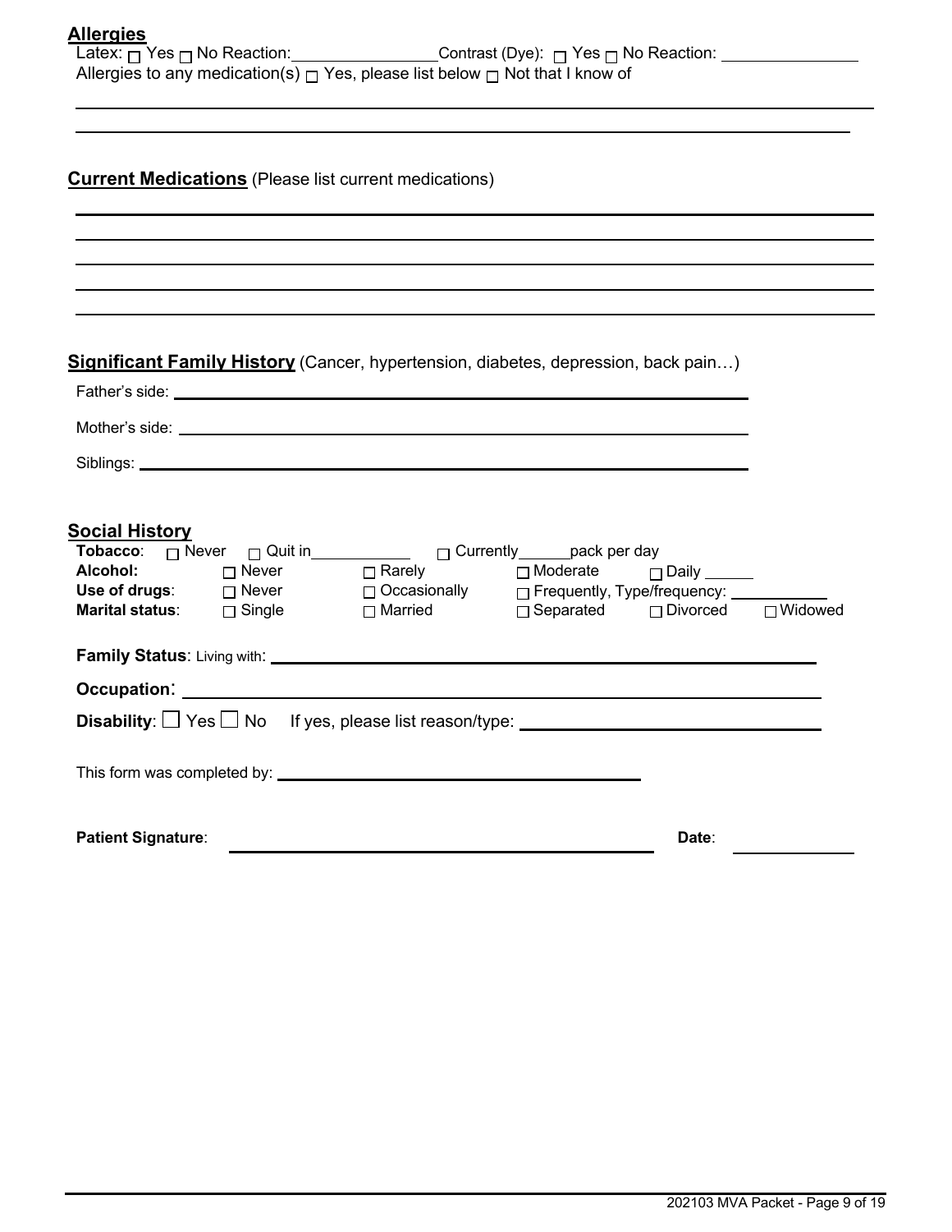## Allergies

Latex: ☐ Yes ☐ No Reaction: ________________ Contrast (Dye): ☐ Yes ☐ No Reaction: ________________

Allergies to any medication(s) ☐ Yes, please list below ☐ Not that I know of

______________________________________________________________________

______________________________________________________________________

## Current Medications (Please list current medications)

______________________________________________________________________

______________________________________________________________________

______________________________________________________________________

______________________________________________________________________

______________________________________________________________________

## Significant Family History (Cancer, hypertension, diabetes, depression, back pain…)

Father's side: ______________________________________________________________

Mother's side: ______________________________________________________________

Siblings: ______________________________________________________________

## Social History

| | | | | | |
|---|---|---|---|---|---|
| **Tobacco**: | ☐ Never | ☐ Quit in__________ | ☐ Currently______pack per day | | |
| **Alcohol:** | ☐ Never | ☐ Rarely | ☐ Moderate | ☐ Daily ______ | |
| **Use of drugs**: | ☐ Never | ☐ Occasionally | ☐ Frequently, Type/frequency: __________ | | |
| **Marital status**: | ☐ Single | ☐ Married | ☐ Separated | ☐ Divorced | ☐ Widowed |

**Family Status**: Living with: ______________________________________________________________

**Occupation**: ______________________________________________________________

**Disability**: ☐ Yes ☐ No If yes, please list reason/type: ______________________________

This form was completed by: ______________________________________________

**Patient Signature**: ______________________________________________ **Date**: ______________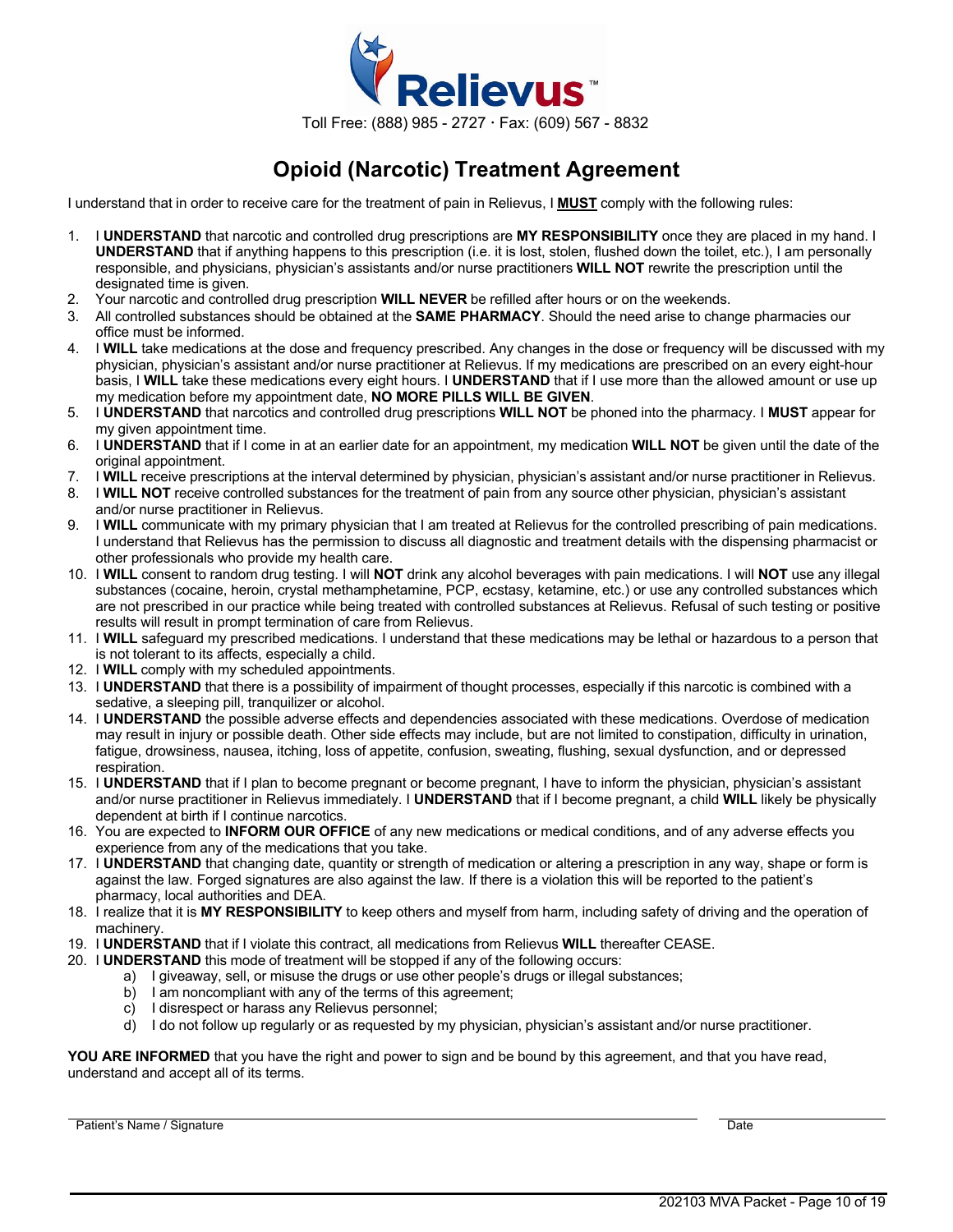Relievus™

Toll Free: (888) 985 - 2727 · Fax: (609) 567 - 8832

# Opioid (Narcotic) Treatment Agreement

I understand that in order to receive care for the treatment of pain in Relievus, I **MUST** comply with the following rules:

1. I **UNDERSTAND** that narcotic and controlled drug prescriptions are **MY RESPONSIBILITY** once they are placed in my hand. I **UNDERSTAND** that if anything happens to this prescription (i.e. it is lost, stolen, flushed down the toilet, etc.), I am personally responsible, and physicians, physician's assistants and/or nurse practitioners **WILL NOT** rewrite the prescription until the designated time is given.
2. Your narcotic and controlled drug prescription **WILL NEVER** be refilled after hours or on the weekends.
3. All controlled substances should be obtained at the **SAME PHARMACY**. Should the need arise to change pharmacies our office must be informed.
4. I **WILL** take medications at the dose and frequency prescribed. Any changes in the dose or frequency will be discussed with my physician, physician's assistant and/or nurse practitioner at Relievus. If my medications are prescribed on an every eight-hour basis, I **WILL** take these medications every eight hours. I **UNDERSTAND** that if I use more than the allowed amount or use up my medication before my appointment date, **NO MORE PILLS WILL BE GIVEN**.
5. I **UNDERSTAND** that narcotics and controlled drug prescriptions **WILL NOT** be phoned into the pharmacy. I **MUST** appear for my given appointment time.
6. I **UNDERSTAND** that if I come in at an earlier date for an appointment, my medication **WILL NOT** be given until the date of the original appointment.
7. I **WILL** receive prescriptions at the interval determined by physician, physician's assistant and/or nurse practitioner in Relievus.
8. I **WILL NOT** receive controlled substances for the treatment of pain from any source other physician, physician's assistant and/or nurse practitioner in Relievus.
9. I **WILL** communicate with my primary physician that I am treated at Relievus for the controlled prescribing of pain medications. I understand that Relievus has the permission to discuss all diagnostic and treatment details with the dispensing pharmacist or other professionals who provide my health care.
10. I **WILL** consent to random drug testing. I will **NOT** drink any alcohol beverages with pain medications. I will **NOT** use any illegal substances (cocaine, heroin, crystal methamphetamine, PCP, ecstasy, ketamine, etc.) or use any controlled substances which are not prescribed in our practice while being treated with controlled substances at Relievus. Refusal of such testing or positive results will result in prompt termination of care from Relievus.
11. I **WILL** safeguard my prescribed medications. I understand that these medications may be lethal or hazardous to a person that is not tolerant to its affects, especially a child.
12. I **WILL** comply with my scheduled appointments.
13. I **UNDERSTAND** that there is a possibility of impairment of thought processes, especially if this narcotic is combined with a sedative, a sleeping pill, tranquilizer or alcohol.
14. I **UNDERSTAND** the possible adverse effects and dependencies associated with these medications. Overdose of medication may result in injury or possible death. Other side effects may include, but are not limited to constipation, difficulty in urination, fatigue, drowsiness, nausea, itching, loss of appetite, confusion, sweating, flushing, sexual dysfunction, and or depressed respiration.
15. I **UNDERSTAND** that if I plan to become pregnant or become pregnant, I have to inform the physician, physician's assistant and/or nurse practitioner in Relievus immediately. I **UNDERSTAND** that if I become pregnant, a child **WILL** likely be physically dependent at birth if I continue narcotics.
16. You are expected to **INFORM OUR OFFICE** of any new medications or medical conditions, and of any adverse effects you experience from any of the medications that you take.
17. I **UNDERSTAND** that changing date, quantity or strength of medication or altering a prescription in any way, shape or form is against the law. Forged signatures are also against the law. If there is a violation this will be reported to the patient's pharmacy, local authorities and DEA.
18. I realize that it is **MY RESPONSIBILITY** to keep others and myself from harm, including safety of driving and the operation of machinery.
19. I **UNDERSTAND** that if I violate this contract, all medications from Relievus **WILL** thereafter CEASE.
20. I **UNDERSTAND** this mode of treatment will be stopped if any of the following occurs:
    a) I giveaway, sell, or misuse the drugs or use other people's drugs or illegal substances;
    b) I am noncompliant with any of the terms of this agreement;
    c) I disrespect or harass any Relievus personnel;
    d) I do not follow up regularly or as requested by my physician, physician's assistant and/or nurse practitioner.

**YOU ARE INFORMED** that you have the right and power to sign and be bound by this agreement, and that you have read, understand and accept all of its terms.

Patient's Name / Signature ______________________ Date ____________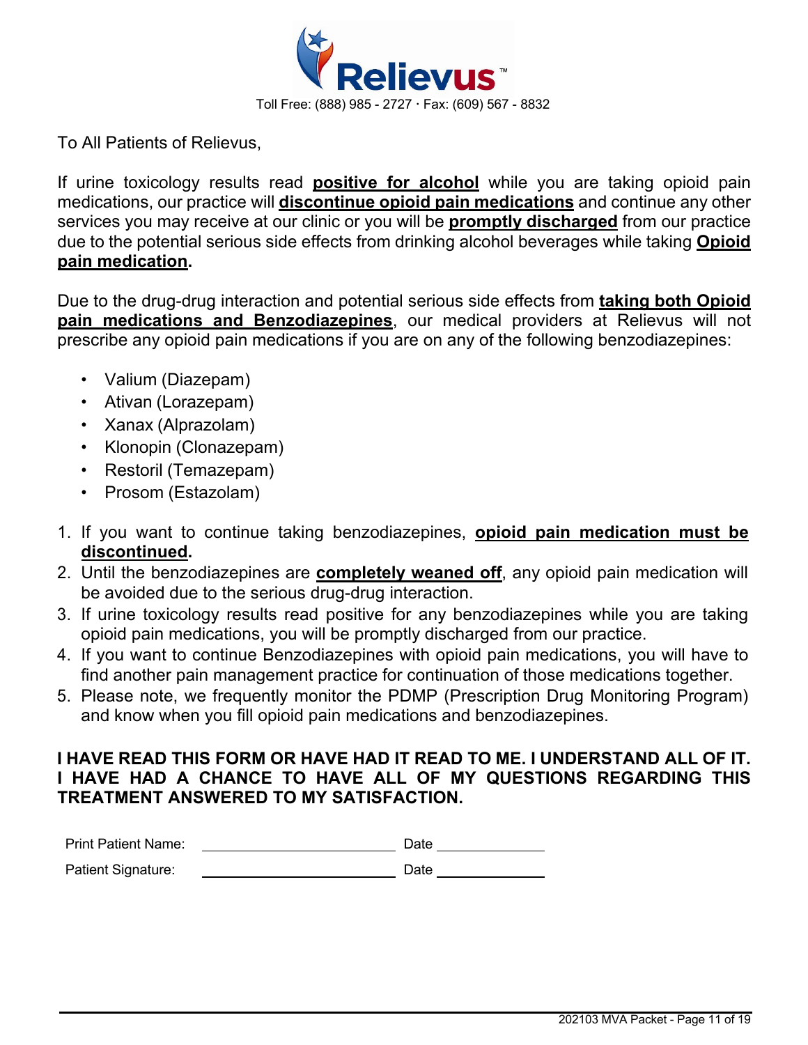Relievus™

Toll Free: (888) 985 - 2727 · Fax: (609) 567 - 8832

To All Patients of Relievus,

If urine toxicology results read **positive for alcohol** while you are taking opioid pain medications, our practice will **discontinue opioid pain medications** and continue any other services you may receive at our clinic or you will be **promptly discharged** from our practice due to the potential serious side effects from drinking alcohol beverages while taking **Opioid pain medication.**

Due to the drug-drug interaction and potential serious side effects from **taking both Opioid pain medications and Benzodiazepines**, our medical providers at Relievus will not prescribe any opioid pain medications if you are on any of the following benzodiazepines:

- Valium (Diazepam)
- Ativan (Lorazepam)
- Xanax (Alprazolam)
- Klonopin (Clonazepam)
- Restoril (Temazepam)
- Prosom (Estazolam)

1. If you want to continue taking benzodiazepines, **opioid pain medication must be discontinued.**
2. Until the benzodiazepines are **completely weaned off**, any opioid pain medication will be avoided due to the serious drug-drug interaction.
3. If urine toxicology results read positive for any benzodiazepines while you are taking opioid pain medications, you will be promptly discharged from our practice.
4. If you want to continue Benzodiazepines with opioid pain medications, you will have to find another pain management practice for continuation of those medications together.
5. Please note, we frequently monitor the PDMP (Prescription Drug Monitoring Program) and know when you fill opioid pain medications and benzodiazepines.

**I HAVE READ THIS FORM OR HAVE HAD IT READ TO ME. I UNDERSTAND ALL OF IT. I HAVE HAD A CHANCE TO HAVE ALL OF MY QUESTIONS REGARDING THIS TREATMENT ANSWERED TO MY SATISFACTION.**

Print Patient Name: ______________________ Date ____________

Patient Signature: ______________________ Date ____________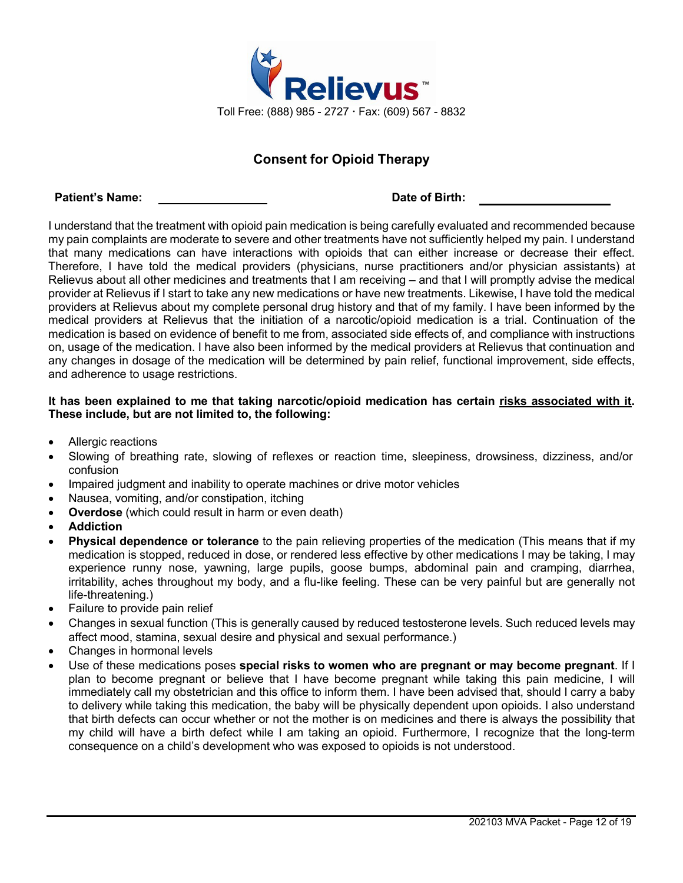Relievus™

Toll Free: (888) 985 - 2727 · Fax: (609) 567 - 8832

## Consent for Opioid Therapy

**Patient's Name:** ________________ **Date of Birth:** ____________________

I understand that the treatment with opioid pain medication is being carefully evaluated and recommended because my pain complaints are moderate to severe and other treatments have not sufficiently helped my pain. I understand that many medications can have interactions with opioids that can either increase or decrease their effect. Therefore, I have told the medical providers (physicians, nurse practitioners and/or physician assistants) at Relievus about all other medicines and treatments that I am receiving – and that I will promptly advise the medical provider at Relievus if I start to take any new medications or have new treatments. Likewise, I have told the medical providers at Relievus about my complete personal drug history and that of my family. I have been informed by the medical providers at Relievus that the initiation of a narcotic/opioid medication is a trial. Continuation of the medication is based on evidence of benefit to me from, associated side effects of, and compliance with instructions on, usage of the medication. I have also been informed by the medical providers at Relievus that continuation and any changes in dosage of the medication will be determined by pain relief, functional improvement, side effects, and adherence to usage restrictions.

**It has been explained to me that taking narcotic/opioid medication has certain risks associated with it. These include, but are not limited to, the following:**

- Allergic reactions
- Slowing of breathing rate, slowing of reflexes or reaction time, sleepiness, drowsiness, dizziness, and/or confusion
- Impaired judgment and inability to operate machines or drive motor vehicles
- Nausea, vomiting, and/or constipation, itching
- **Overdose** (which could result in harm or even death)
- **Addiction**
- **Physical dependence or tolerance** to the pain relieving properties of the medication (This means that if my medication is stopped, reduced in dose, or rendered less effective by other medications I may be taking, I may experience runny nose, yawning, large pupils, goose bumps, abdominal pain and cramping, diarrhea, irritability, aches throughout my body, and a flu-like feeling. These can be very painful but are generally not life-threatening.)
- Failure to provide pain relief
- Changes in sexual function (This is generally caused by reduced testosterone levels. Such reduced levels may affect mood, stamina, sexual desire and physical and sexual performance.)
- Changes in hormonal levels
- Use of these medications poses **special risks to women who are pregnant or may become pregnant**. If I plan to become pregnant or believe that I have become pregnant while taking this pain medicine, I will immediately call my obstetrician and this office to inform them. I have been advised that, should I carry a baby to delivery while taking this medication, the baby will be physically dependent upon opioids. I also understand that birth defects can occur whether or not the mother is on medicines and there is always the possibility that my child will have a birth defect while I am taking an opioid. Furthermore, I recognize that the long-term consequence on a child's development who was exposed to opioids is not understood.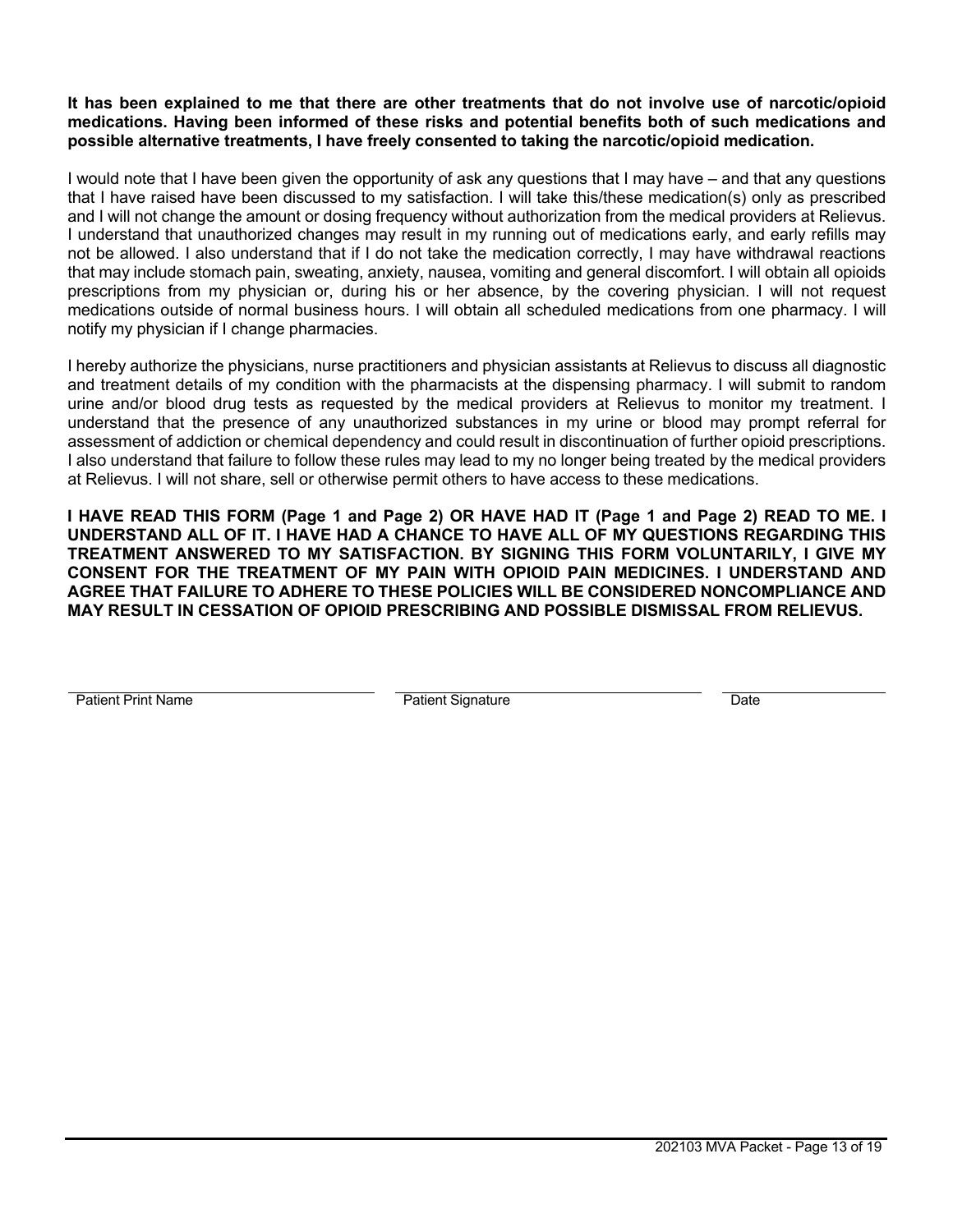**It has been explained to me that there are other treatments that do not involve use of narcotic/opioid medications. Having been informed of these risks and potential benefits both of such medications and possible alternative treatments, I have freely consented to taking the narcotic/opioid medication.**

I would note that I have been given the opportunity of ask any questions that I may have – and that any questions that I have raised have been discussed to my satisfaction. I will take this/these medication(s) only as prescribed and I will not change the amount or dosing frequency without authorization from the medical providers at Relievus. I understand that unauthorized changes may result in my running out of medications early, and early refills may not be allowed. I also understand that if I do not take the medication correctly, I may have withdrawal reactions that may include stomach pain, sweating, anxiety, nausea, vomiting and general discomfort. I will obtain all opioids prescriptions from my physician or, during his or her absence, by the covering physician. I will not request medications outside of normal business hours. I will obtain all scheduled medications from one pharmacy. I will notify my physician if I change pharmacies.

I hereby authorize the physicians, nurse practitioners and physician assistants at Relievus to discuss all diagnostic and treatment details of my condition with the pharmacists at the dispensing pharmacy. I will submit to random urine and/or blood drug tests as requested by the medical providers at Relievus to monitor my treatment. I understand that the presence of any unauthorized substances in my urine or blood may prompt referral for assessment of addiction or chemical dependency and could result in discontinuation of further opioid prescriptions. I also understand that failure to follow these rules may lead to my no longer being treated by the medical providers at Relievus. I will not share, sell or otherwise permit others to have access to these medications.

**I HAVE READ THIS FORM (Page 1 and Page 2) OR HAVE HAD IT (Page 1 and Page 2) READ TO ME. I UNDERSTAND ALL OF IT. I HAVE HAD A CHANCE TO HAVE ALL OF MY QUESTIONS REGARDING THIS TREATMENT ANSWERED TO MY SATISFACTION. BY SIGNING THIS FORM VOLUNTARILY, I GIVE MY CONSENT FOR THE TREATMENT OF MY PAIN WITH OPIOID PAIN MEDICINES. I UNDERSTAND AND AGREE THAT FAILURE TO ADHERE TO THESE POLICIES WILL BE CONSIDERED NONCOMPLIANCE AND MAY RESULT IN CESSATION OF OPIOID PRESCRIBING AND POSSIBLE DISMISSAL FROM RELIEVUS.**

\_\_\_\_\_\_\_\_\_\_\_\_\_\_\_\_\_\_\_\_\_\_\_\_\_\_\_\_ Patient Print Name

\_\_\_\_\_\_\_\_\_\_\_\_\_\_\_\_\_\_\_\_\_\_\_\_\_\_\_\_ Patient Signature

\_\_\_\_\_\_\_\_\_\_\_\_\_\_\_\_ Date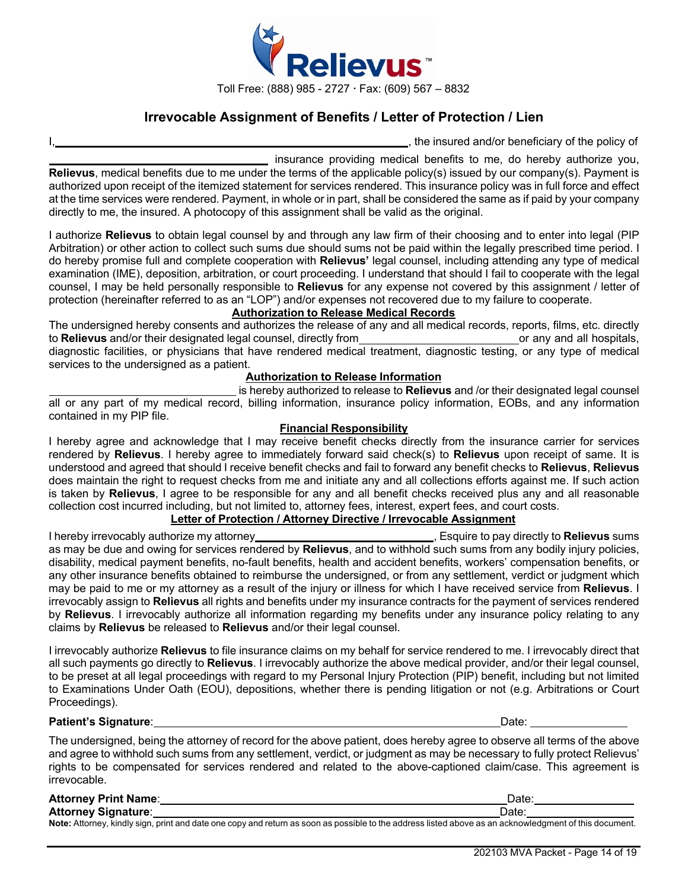Relievus™

Toll Free: (888) 985 - 2727 · Fax: (609) 567 – 8832

## Irrevocable Assignment of Benefits / Letter of Protection / Lien

I,\_\_\_\_\_\_\_\_\_\_\_\_\_\_\_\_\_\_\_\_\_\_\_\_\_\_\_\_\_\_\_\_\_\_\_\_\_\_\_\_\_\_\_\_\_\_\_\_\_\_\_\_, the insured and/or beneficiary of the policy of \_\_\_\_\_\_\_\_\_\_\_\_\_\_\_\_\_\_\_\_\_\_\_\_\_\_\_\_\_\_\_\_ insurance providing medical benefits to me, do hereby authorize you, **Relievus**, medical benefits due to me under the terms of the applicable policy(s) issued by our company(s). Payment is authorized upon receipt of the itemized statement for services rendered. This insurance policy was in full force and effect at the time services were rendered. Payment, in whole or in part, shall be considered the same as if paid by your company directly to me, the insured. A photocopy of this assignment shall be valid as the original.

I authorize **Relievus** to obtain legal counsel by and through any law firm of their choosing and to enter into legal (PIP Arbitration) or other action to collect such sums due should sums not be paid within the legally prescribed time period. I do hereby promise full and complete cooperation with **Relievus'** legal counsel, including attending any type of medical examination (IME), deposition, arbitration, or court proceeding. I understand that should I fail to cooperate with the legal counsel, I may be held personally responsible to **Relievus** for any expense not covered by this assignment / letter of protection (hereinafter referred to as an "LOP") and/or expenses not recovered due to my failure to cooperate.

### Authorization to Release Medical Records

The undersigned hereby consents and authorizes the release of any and all medical records, reports, films, etc. directly to **Relievus** and/or their designated legal counsel, directly from\_\_\_\_\_\_\_\_\_\_\_\_\_\_\_\_\_\_\_\_\_\_\_\_\_\_or any and all hospitals, diagnostic facilities, or physicians that have rendered medical treatment, diagnostic testing, or any type of medical services to the undersigned as a patient.

### Authorization to Release Information

\_\_\_\_\_\_\_\_\_\_\_\_\_\_\_\_\_\_\_\_\_\_\_\_\_\_\_\_\_ is hereby authorized to release to **Relievus** and /or their designated legal counsel all or any part of my medical record, billing information, insurance policy information, EOBs, and any information contained in my PIP file.

### Financial Responsibility

I hereby agree and acknowledge that I may receive benefit checks directly from the insurance carrier for services rendered by **Relievus**. I hereby agree to immediately forward said check(s) to **Relievus** upon receipt of same. It is understood and agreed that should I receive benefit checks and fail to forward any benefit checks to **Relievus**, **Relievus** does maintain the right to request checks from me and initiate any and all collections efforts against me. If such action is taken by **Relievus**, I agree to be responsible for any and all benefit checks received plus any and all reasonable collection cost incurred including, but not limited to, attorney fees, interest, expert fees, and court costs.

### Letter of Protection / Attorney Directive / Irrevocable Assignment

I hereby irrevocably authorize my attorney\_\_\_\_\_\_\_\_\_\_\_\_\_\_\_\_\_\_\_\_\_\_\_\_\_\_\_\_, Esquire to pay directly to **Relievus** sums as may be due and owing for services rendered by **Relievus**, and to withhold such sums from any bodily injury policies, disability, medical payment benefits, no-fault benefits, health and accident benefits, workers' compensation benefits, or any other insurance benefits obtained to reimburse the undersigned, or from any settlement, verdict or judgment which may be paid to me or my attorney as a result of the injury or illness for which I have received service from **Relievus**. I irrevocably assign to **Relievus** all rights and benefits under my insurance contracts for the payment of services rendered by **Relievus**. I irrevocably authorize all information regarding my benefits under any insurance policy relating to any claims by **Relievus** be released to **Relievus** and/or their legal counsel.

I irrevocably authorize **Relievus** to file insurance claims on my behalf for service rendered to me. I irrevocably direct that all such payments go directly to **Relievus**. I irrevocably authorize the above medical provider, and/or their legal counsel, to be preset at all legal proceedings with regard to my Personal Injury Protection (PIP) benefit, including but not limited to Examinations Under Oath (EOU), depositions, whether there is pending litigation or not (e.g. Arbitrations or Court Proceedings).

**Patient's Signature**:\_\_\_\_\_\_\_\_\_\_\_\_\_\_\_\_\_\_\_\_\_\_\_\_\_\_\_\_\_\_\_\_\_\_\_\_\_\_\_\_\_\_\_\_\_\_\_\_ Date: \_\_\_\_\_\_\_\_\_\_\_\_\_\_

The undersigned, being the attorney of record for the above patient, does hereby agree to observe all terms of the above and agree to withhold such sums from any settlement, verdict, or judgment as may be necessary to fully protect Relievus' rights to be compensated for services rendered and related to the above-captioned claim/case. This agreement is irrevocable.

**Attorney Print Name**:\_\_\_\_\_\_\_\_\_\_\_\_\_\_\_\_\_\_\_\_\_\_\_\_\_\_\_\_\_\_\_\_\_\_\_\_\_\_\_\_\_\_\_\_\_\_\_\_ Date:\_\_\_\_\_\_\_\_\_\_\_\_\_\_

**Attorney Signature**:\_\_\_\_\_\_\_\_\_\_\_\_\_\_\_\_\_\_\_\_\_\_\_\_\_\_\_\_\_\_\_\_\_\_\_\_\_\_\_\_\_\_\_\_\_\_\_\_ Date:\_\_\_\_\_\_\_\_\_\_\_\_\_\_

**Note:** Attorney, kindly sign, print and date one copy and return as soon as possible to the address listed above as an acknowledgment of this document.

202103 MVA Packet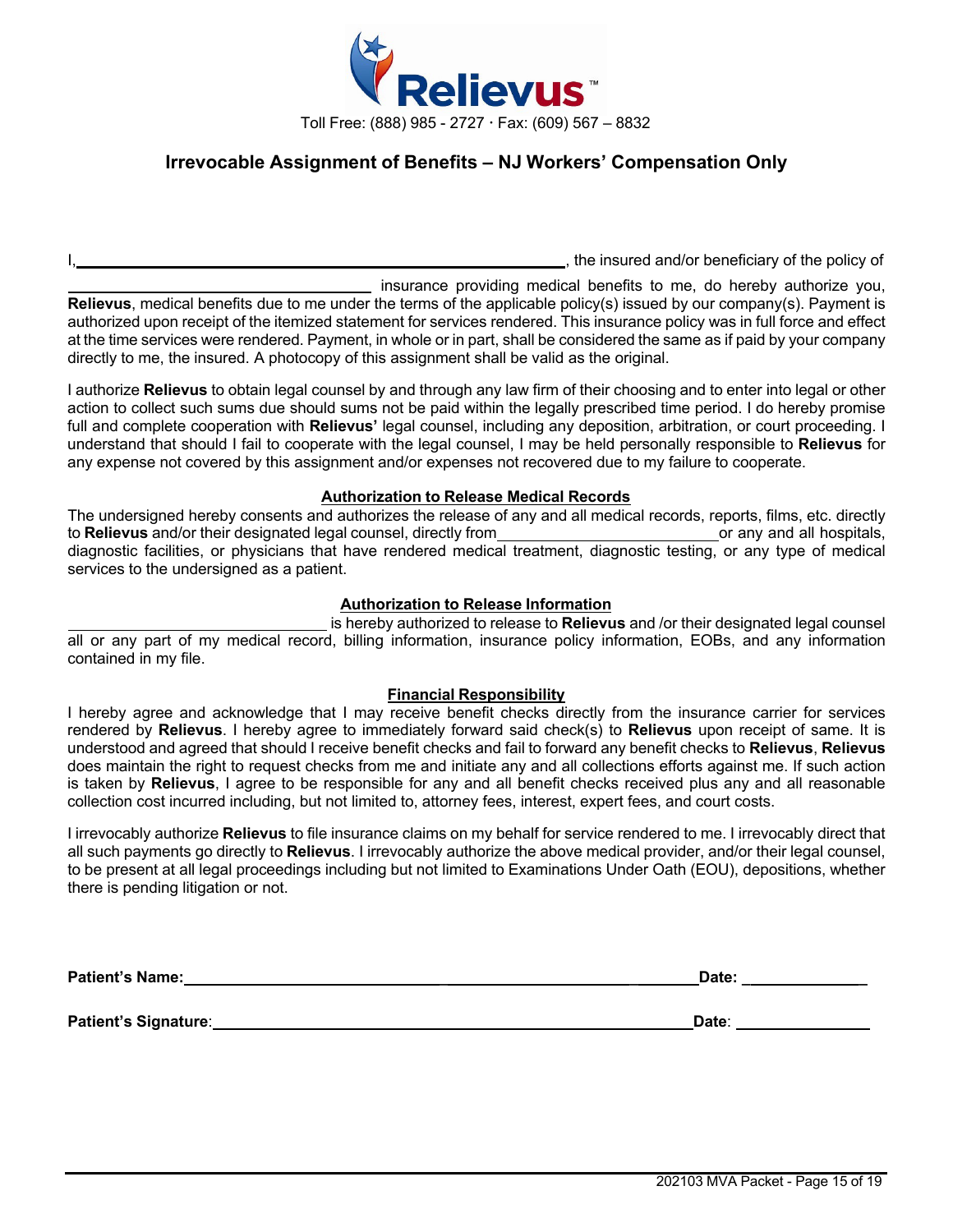Relievus™

Toll Free: (888) 985 - 2727 · Fax: (609) 567 – 8832

## Irrevocable Assignment of Benefits – NJ Workers' Compensation Only

I,\_\_\_\_\_\_\_\_\_\_\_\_\_\_\_\_\_\_\_\_\_\_\_\_\_\_\_\_\_\_\_\_\_\_\_\_\_\_\_\_\_\_\_\_\_\_\_\_\_\_, the insured and/or beneficiary of the policy of \_\_\_\_\_\_\_\_\_\_\_\_\_\_\_\_\_\_\_\_\_\_\_\_\_\_\_\_\_\_\_\_ insurance providing medical benefits to me, do hereby authorize you, **Relievus**, medical benefits due to me under the terms of the applicable policy(s) issued by our company(s). Payment is authorized upon receipt of the itemized statement for services rendered. This insurance policy was in full force and effect at the time services were rendered. Payment, in whole or in part, shall be considered the same as if paid by your company directly to me, the insured. A photocopy of this assignment shall be valid as the original.

I authorize **Relievus** to obtain legal counsel by and through any law firm of their choosing and to enter into legal or other action to collect such sums due should sums not be paid within the legally prescribed time period. I do hereby promise full and complete cooperation with **Relievus'** legal counsel, including any deposition, arbitration, or court proceeding. I understand that should I fail to cooperate with the legal counsel, I may be held personally responsible to **Relievus** for any expense not covered by this assignment and/or expenses not recovered due to my failure to cooperate.

### Authorization to Release Medical Records

The undersigned hereby consents and authorizes the release of any and all medical records, reports, films, etc. directly to **Relievus** and/or their designated legal counsel, directly from\_\_\_\_\_\_\_\_\_\_\_\_\_\_\_\_\_\_\_\_\_\_\_\_\_\_ or any and all hospitals, diagnostic facilities, or physicians that have rendered medical treatment, diagnostic testing, or any type of medical services to the undersigned as a patient.

### Authorization to Release Information

\_\_\_\_\_\_\_\_\_\_\_\_\_\_\_\_\_\_\_\_\_\_\_\_\_\_\_\_\_\_ is hereby authorized to release to **Relievus** and /or their designated legal counsel all or any part of my medical record, billing information, insurance policy information, EOBs, and any information contained in my file.

### Financial Responsibility

I hereby agree and acknowledge that I may receive benefit checks directly from the insurance carrier for services rendered by **Relievus**. I hereby agree to immediately forward said check(s) to **Relievus** upon receipt of same. It is understood and agreed that should I receive benefit checks and fail to forward any benefit checks to **Relievus**, **Relievus** does maintain the right to request checks from me and initiate any and all collections efforts against me. If such action is taken by **Relievus**, I agree to be responsible for any and all benefit checks received plus any and all reasonable collection cost incurred including, but not limited to, attorney fees, interest, expert fees, and court costs.

I irrevocably authorize **Relievus** to file insurance claims on my behalf for service rendered to me. I irrevocably direct that all such payments go directly to **Relievus**. I irrevocably authorize the above medical provider, and/or their legal counsel, to be present at all legal proceedings including but not limited to Examinations Under Oath (EOU), depositions, whether there is pending litigation or not.

**Patient's Name:**\_\_\_\_\_\_\_\_\_\_\_\_\_\_\_\_\_\_\_\_\_\_\_\_\_\_\_\_\_\_\_\_\_\_\_\_\_\_\_\_\_\_\_\_\_\_\_\_\_\_\_\_ **Date:** \_\_\_\_\_\_\_\_\_\_\_\_\_\_

**Patient's Signature**:\_\_\_\_\_\_\_\_\_\_\_\_\_\_\_\_\_\_\_\_\_\_\_\_\_\_\_\_\_\_\_\_\_\_\_\_\_\_\_\_\_\_\_\_\_\_\_\_\_\_ **Date**: \_\_\_\_\_\_\_\_\_\_\_\_\_\_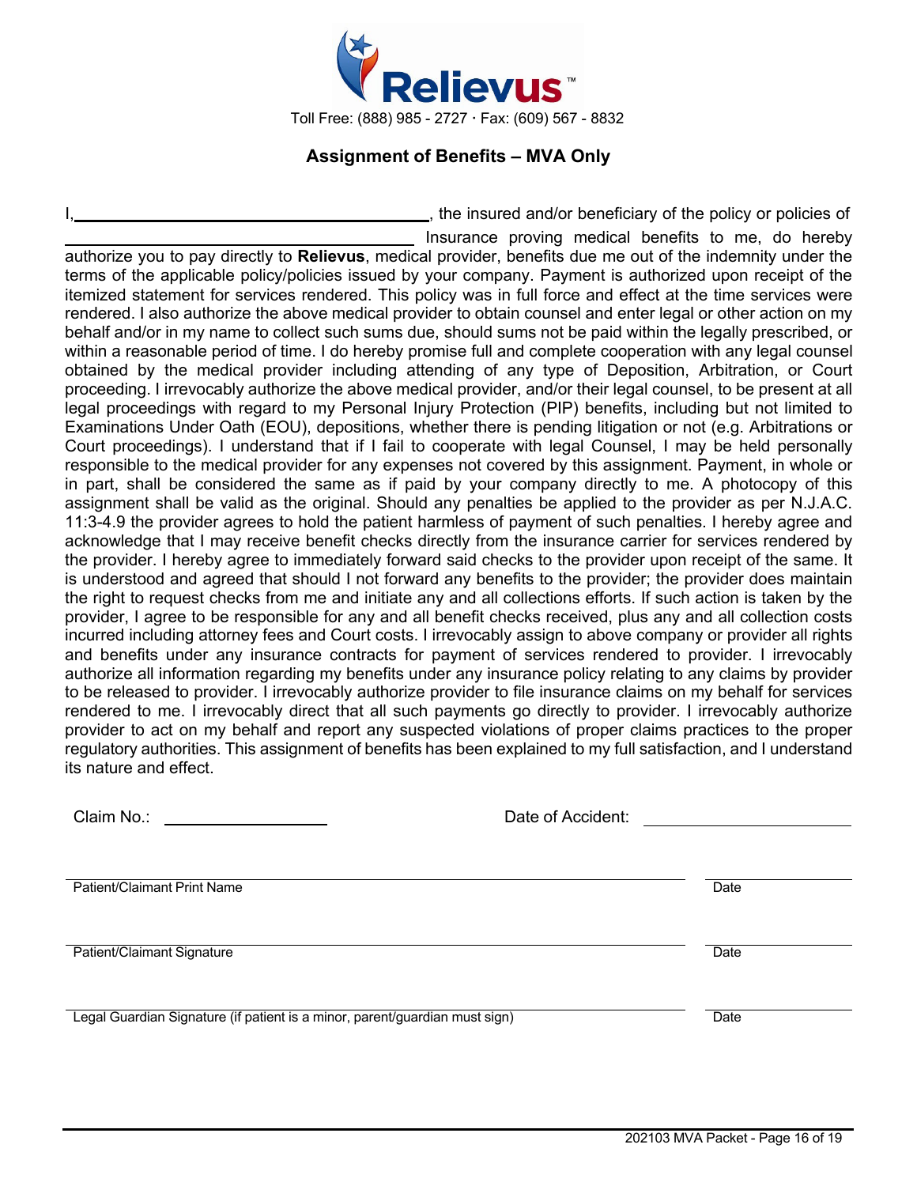Relievus™

Toll Free: (888) 985 - 2727 · Fax: (609) 567 - 8832

## Assignment of Benefits – MVA Only

I, ______________________________, the insured and/or beneficiary of the policy or policies of ______________________________ Insurance proving medical benefits to me, do hereby authorize you to pay directly to **Relievus**, medical provider, benefits due me out of the indemnity under the terms of the applicable policy/policies issued by your company. Payment is authorized upon receipt of the itemized statement for services rendered. This policy was in full force and effect at the time services were rendered. I also authorize the above medical provider to obtain counsel and enter legal or other action on my behalf and/or in my name to collect such sums due, should sums not be paid within the legally prescribed, or within a reasonable period of time. I do hereby promise full and complete cooperation with any legal counsel obtained by the medical provider including attending of any type of Deposition, Arbitration, or Court proceeding. I irrevocably authorize the above medical provider, and/or their legal counsel, to be present at all legal proceedings with regard to my Personal Injury Protection (PIP) benefits, including but not limited to Examinations Under Oath (EOU), depositions, whether there is pending litigation or not (e.g. Arbitrations or Court proceedings). I understand that if I fail to cooperate with legal Counsel, I may be held personally responsible to the medical provider for any expenses not covered by this assignment. Payment, in whole or in part, shall be considered the same as if paid by your company directly to me. A photocopy of this assignment shall be valid as the original. Should any penalties be applied to the provider as per N.J.A.C. 11:3-4.9 the provider agrees to hold the patient harmless of payment of such penalties. I hereby agree and acknowledge that I may receive benefit checks directly from the insurance carrier for services rendered by the provider. I hereby agree to immediately forward said checks to the provider upon receipt of the same. It is understood and agreed that should I not forward any benefits to the provider; the provider does maintain the right to request checks from me and initiate any and all collections efforts. If such action is taken by the provider, I agree to be responsible for any and all benefit checks received, plus any and all collection costs incurred including attorney fees and Court costs. I irrevocably assign to above company or provider all rights and benefits under any insurance contracts for payment of services rendered to provider. I irrevocably authorize all information regarding my benefits under any insurance policy relating to any claims by provider to be released to provider. I irrevocably authorize provider to file insurance claims on my behalf for services rendered to me. I irrevocably direct that all such payments go directly to provider. I irrevocably authorize provider to act on my behalf and report any suspected violations of proper claims practices to the proper regulatory authorities. This assignment of benefits has been explained to my full satisfaction, and I understand its nature and effect.

Claim No.: ____________________ Date of Accident: ____________________

______________________________________________ ____________

Patient/Claimant Print Name Date

______________________________________________ ____________

Patient/Claimant Signature Date

______________________________________________ ____________

Legal Guardian Signature (if patient is a minor, parent/guardian must sign) Date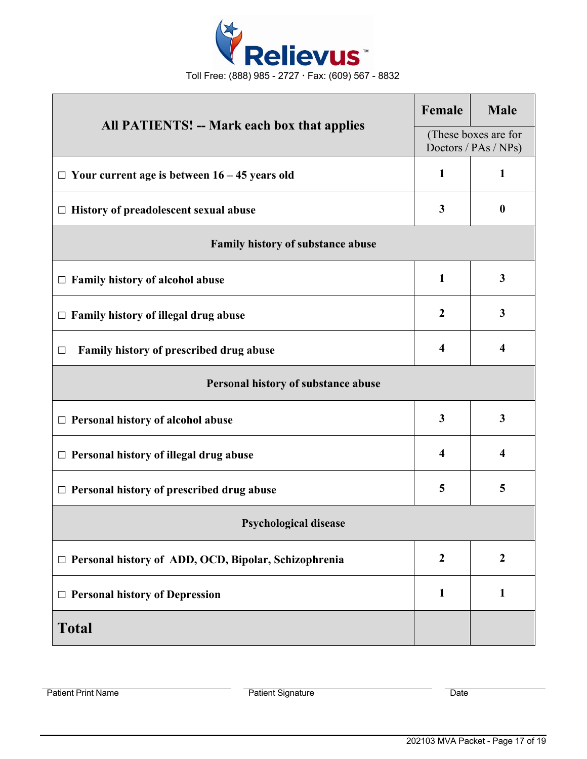Relievus™

Toll Free: (888) 985 - 2727 · Fax: (609) 567 - 8832

| All PATIENTS! -- Mark each box that applies | Female | Male |
|---|---|---|
| | (These boxes are for Doctors / PAs / NPs) | |
| ☐ Your current age is between 16 – 45 years old | 1 | 1 |
| ☐ History of preadolescent sexual abuse | 3 | 0 |
| **Family history of substance abuse** | | |
| ☐ Family history of alcohol abuse | 1 | 3 |
| ☐ Family history of illegal drug abuse | 2 | 3 |
| ☐ Family history of prescribed drug abuse | 4 | 4 |
| **Personal history of substance abuse** | | |
| ☐ Personal history of alcohol abuse | 3 | 3 |
| ☐ Personal history of illegal drug abuse | 4 | 4 |
| ☐ Personal history of prescribed drug abuse | 5 | 5 |
| **Psychological disease** | | |
| ☐ Personal history of ADD, OCD, Bipolar, Schizophrenia | 2 | 2 |
| ☐ Personal history of Depression | 1 | 1 |
| **Total** | | |

Patient Print Name ____________________ Patient Signature ____________________ Date ____________________

202103 MVA Packet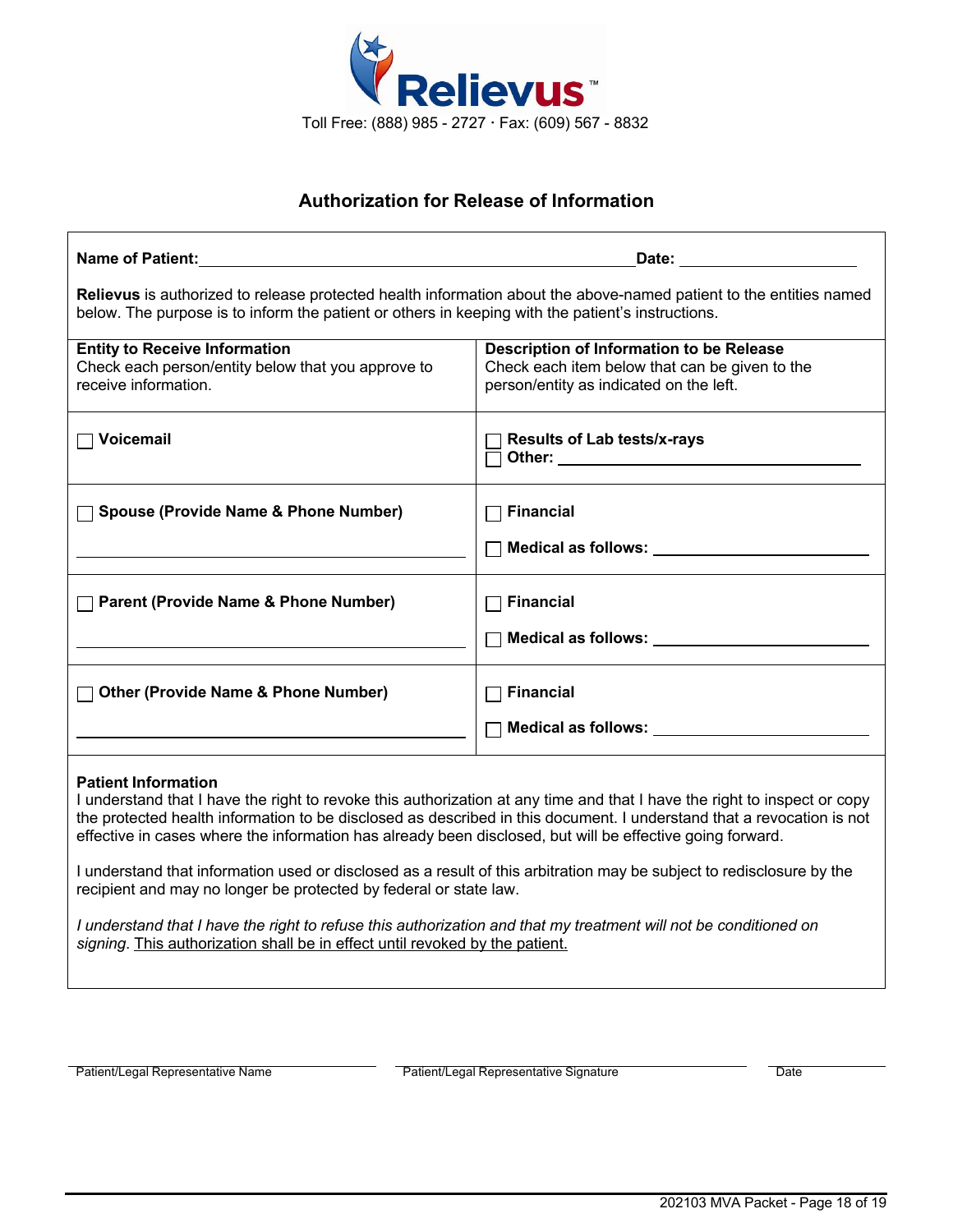**Relievus**™

Toll Free: (888) 985 - 2727 · Fax: (609) 567 - 8832

## Authorization for Release of Information

**Name of Patient:** ______________________________ **Date:** ____________

**Relievus** is authorized to release protected health information about the above-named patient to the entities named below. The purpose is to inform the patient or others in keeping with the patient's instructions.

| **Entity to Receive Information**<br>Check each person/entity below that you approve to receive information. | **Description of Information to be Release**<br>Check each item below that can be given to the person/entity as indicated on the left. |
|---|---|
| ☐ **Voicemail** | ☐ **Results of Lab tests/x-rays**<br>☐ **Other:** ____________________ |
| ☐ **Spouse (Provide Name & Phone Number)**<br>____________________ | ☐ **Financial**<br>☐ **Medical as follows:** ____________________ |
| ☐ **Parent (Provide Name & Phone Number)**<br>____________________ | ☐ **Financial**<br>☐ **Medical as follows:** ____________________ |
| ☐ **Other (Provide Name & Phone Number)**<br>____________________ | ☐ **Financial**<br>☐ **Medical as follows:** ____________________ |

**Patient Information**

I understand that I have the right to revoke this authorization at any time and that I have the right to inspect or copy the protected health information to be disclosed as described in this document. I understand that a revocation is not effective in cases where the information has already been disclosed, but will be effective going forward.

I understand that information used or disclosed as a result of this arbitration may be subject to redisclosure by the recipient and may no longer be protected by federal or state law.

*I understand that I have the right to refuse this authorization and that my treatment will not be conditioned on signing*. This authorization shall be in effect until revoked by the patient.

| ____________________ | ____________________ | ____________ |
|---|---|---|
| Patient/Legal Representative Name | Patient/Legal Representative Signature | Date |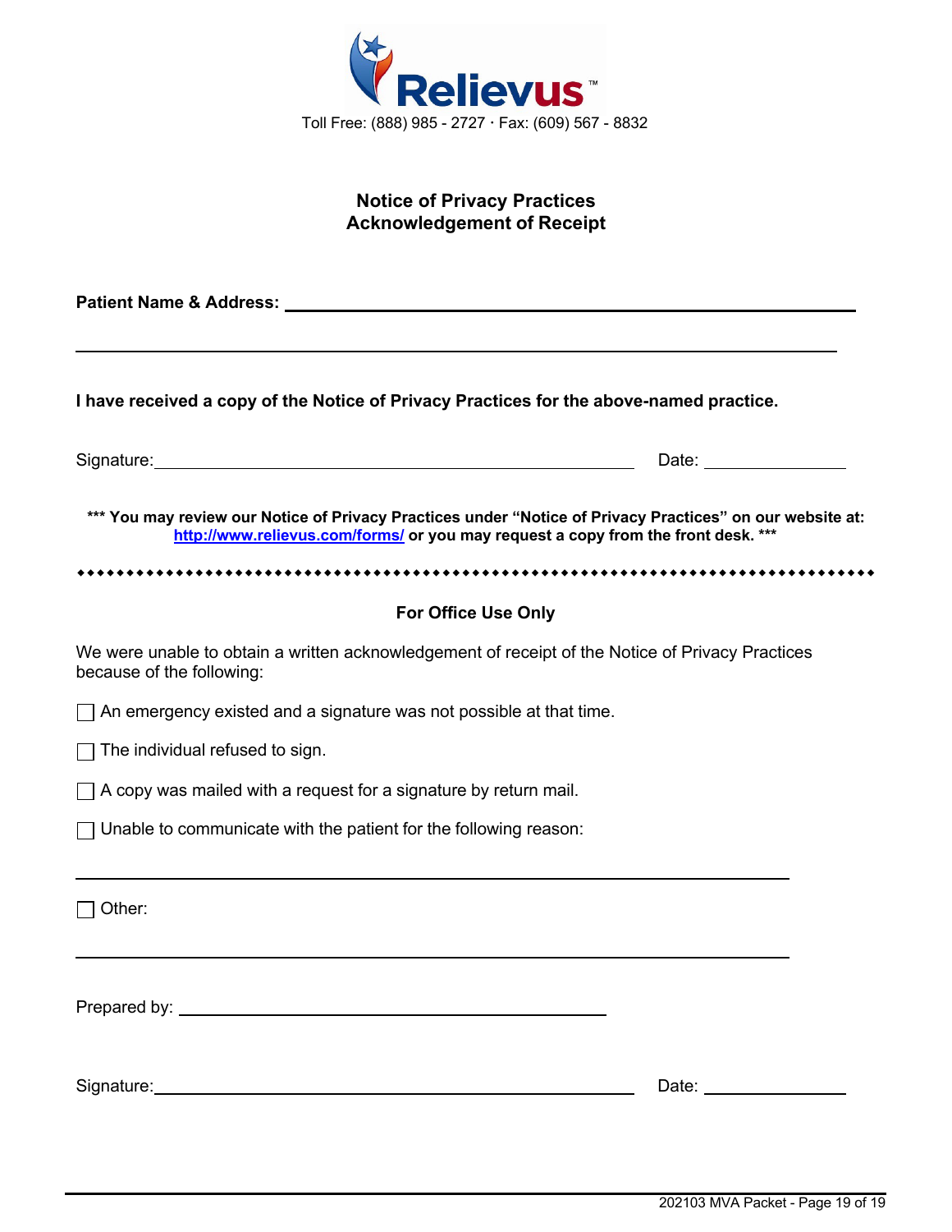Relievus™

Toll Free: (888) 985 - 2727 · Fax: (609) 567 - 8832

## Notice of Privacy Practices
## Acknowledgement of Receipt

**Patient Name & Address:** ______________________________________________

______________________________________________

**I have received a copy of the Notice of Privacy Practices for the above-named practice.**

Signature:______________________________ Date: ______________

**\*\*\* You may review our Notice of Privacy Practices under "Notice of Privacy Practices" on our website at: [http://www.relievus.com/forms/](http://www.relievus.com/forms/) or you may request a copy from the front desk. \*\*\***

◆◆◆◆◆◆◆◆◆◆◆◆◆◆◆◆◆◆◆◆◆◆◆◆◆◆◆◆◆◆◆◆◆◆◆◆◆◆◆◆◆◆◆◆◆◆◆◆◆◆◆◆◆◆◆◆◆◆◆◆◆◆◆◆◆◆◆◆◆◆◆◆◆◆◆◆◆◆

### For Office Use Only

We were unable to obtain a written acknowledgement of receipt of the Notice of Privacy Practices because of the following:

☐ An emergency existed and a signature was not possible at that time.

☐ The individual refused to sign.

☐ A copy was mailed with a request for a signature by return mail.

☐ Unable to communicate with the patient for the following reason:

______________________________________________

☐ Other:

______________________________________________

Prepared by: ______________________________

Signature:______________________________ Date: ______________